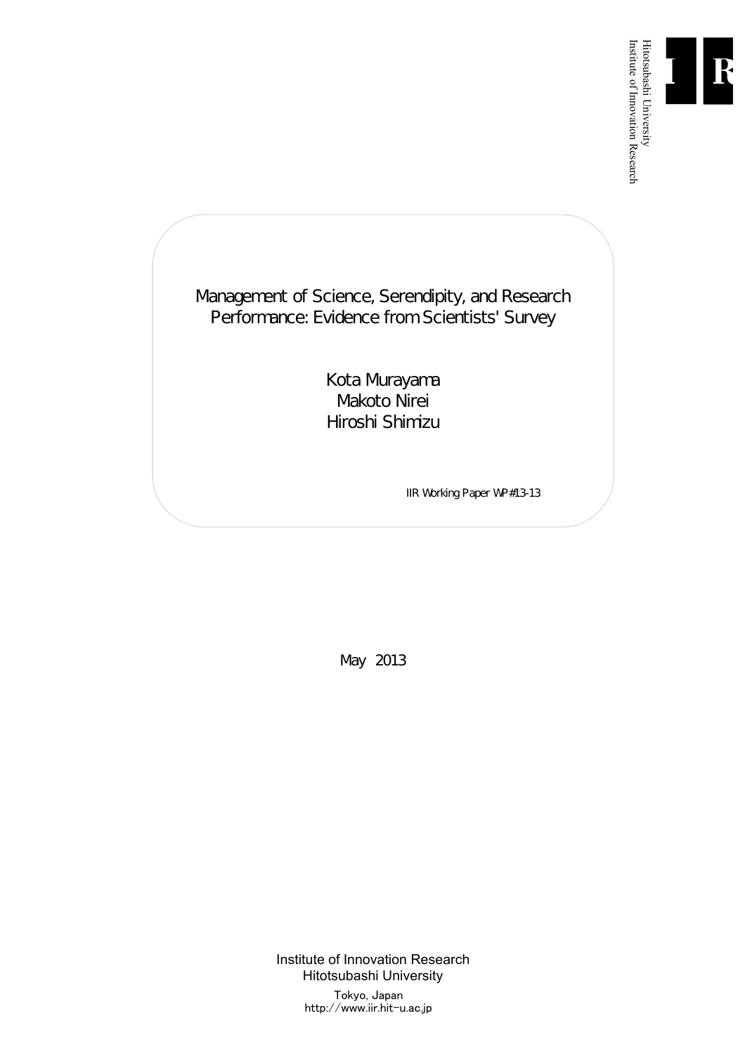Hitotsubashi University
Institute of Innovation Research

# Management of Science, Serendipity, and Research Performance: Evidence from Scientists' Survey

Kota Murayama
Makoto Nirei
Hiroshi Shimizu

IIR Working Paper WP#13-13

May 2013

Institute of Innovation Research
Hitotsubashi University
Tokyo, Japan
http://www.iir.hit-u.ac.jp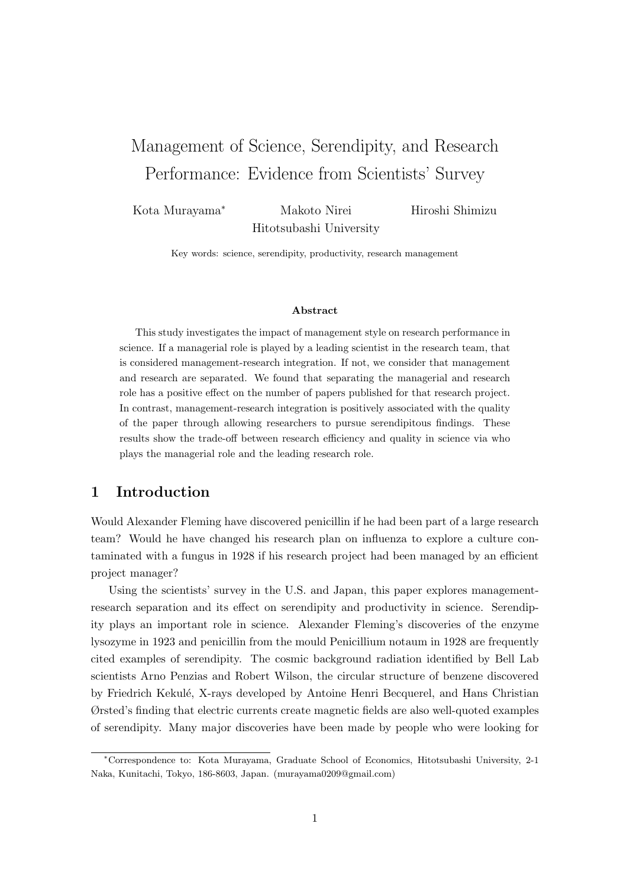# Management of Science, Serendipity, and Research Performance: Evidence from Scientists' Survey

Kota Murayama[*] Makoto Nirei Hiroshi Shimizu

Hitotsubashi University

Key words: science, serendipity, productivity, research management

#### Abstract

This study investigates the impact of management style on research performance in science. If a managerial role is played by a leading scientist in the research team, that is considered management-research integration. If not, we consider that management and research are separated. We found that separating the managerial and research role has a positive effect on the number of papers published for that research project. In contrast, management-research integration is positively associated with the quality of the paper through allowing researchers to pursue serendipitous findings. These results show the trade-off between research efficiency and quality in science via who plays the managerial role and the leading research role.

## 1 Introduction

Would Alexander Fleming have discovered penicillin if he had been part of a large research team? Would he have changed his research plan on influenza to explore a culture contaminated with a fungus in 1928 if his research project had been managed by an efficient project manager?

Using the scientists' survey in the U.S. and Japan, this paper explores management-research separation and its effect on serendipity and productivity in science. Serendipity plays an important role in science. Alexander Fleming's discoveries of the enzyme lysozyme in 1923 and penicillin from the mould Penicillium notaum in 1928 are frequently cited examples of serendipity. The cosmic background radiation identified by Bell Lab scientists Arno Penzias and Robert Wilson, the circular structure of benzene discovered by Friedrich Kekulé, X-rays developed by Antoine Henri Becquerel, and Hans Christian Ørsted's finding that electric currents create magnetic fields are also well-quoted examples of serendipity. Many major discoveries have been made by people who were looking for

[*]Correspondence to: Kota Murayama, Graduate School of Economics, Hitotsubashi University, 2-1 Naka, Kunitachi, Tokyo, 186-8603, Japan. (murayama0209@gmail.com)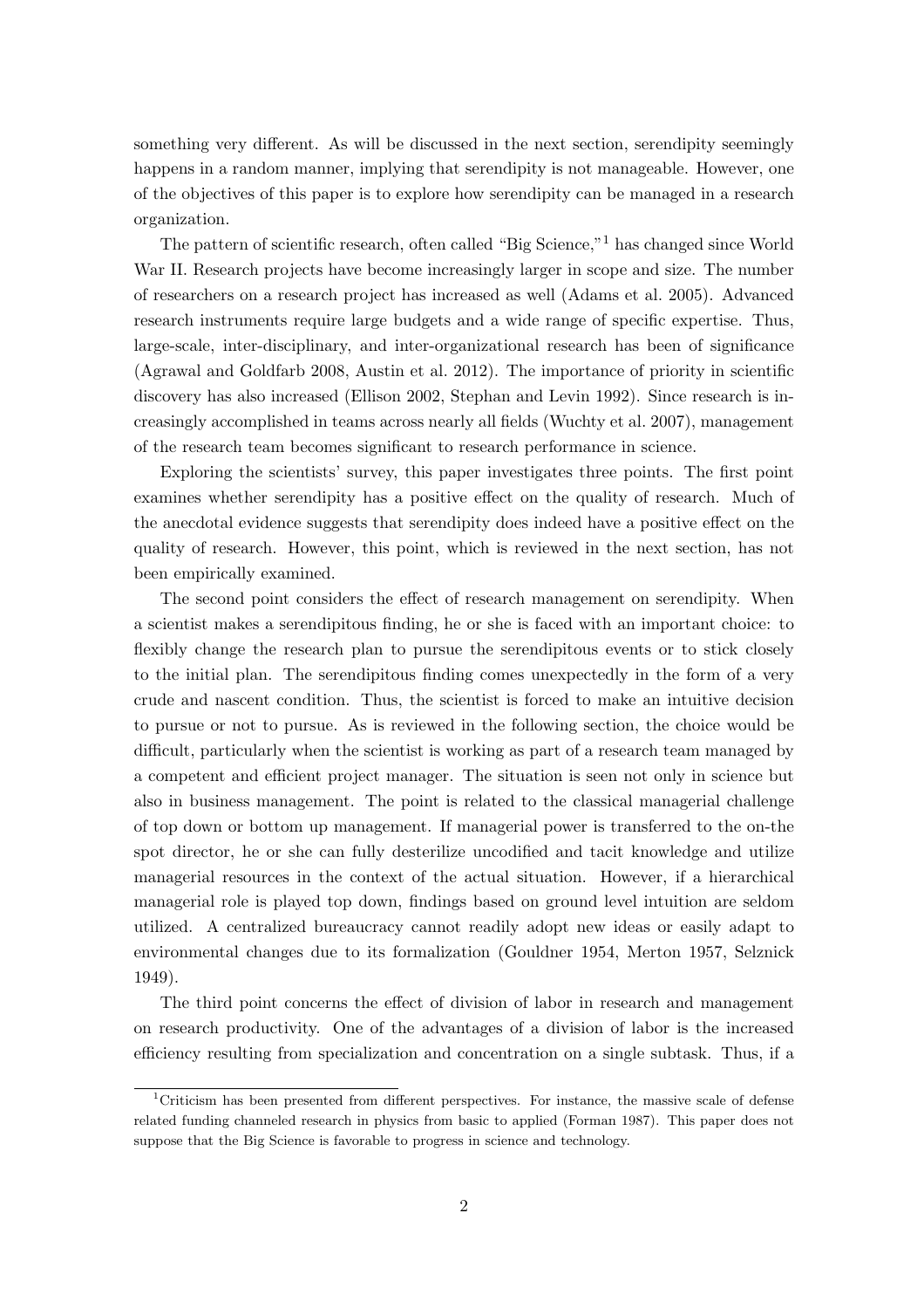something very different. As will be discussed in the next section, serendipity seemingly happens in a random manner, implying that serendipity is not manageable. However, one of the objectives of this paper is to explore how serendipity can be managed in a research organization.

The pattern of scientific research, often called "Big Science,"[1] has changed since World War II. Research projects have become increasingly larger in scope and size. The number of researchers on a research project has increased as well (Adams et al. 2005). Advanced research instruments require large budgets and a wide range of specific expertise. Thus, large-scale, inter-disciplinary, and inter-organizational research has been of significance (Agrawal and Goldfarb 2008, Austin et al. 2012). The importance of priority in scientific discovery has also increased (Ellison 2002, Stephan and Levin 1992). Since research is increasingly accomplished in teams across nearly all fields (Wuchty et al. 2007), management of the research team becomes significant to research performance in science.

Exploring the scientists' survey, this paper investigates three points. The first point examines whether serendipity has a positive effect on the quality of research. Much of the anecdotal evidence suggests that serendipity does indeed have a positive effect on the quality of research. However, this point, which is reviewed in the next section, has not been empirically examined.

The second point considers the effect of research management on serendipity. When a scientist makes a serendipitous finding, he or she is faced with an important choice: to flexibly change the research plan to pursue the serendipitous events or to stick closely to the initial plan. The serendipitous finding comes unexpectedly in the form of a very crude and nascent condition. Thus, the scientist is forced to make an intuitive decision to pursue or not to pursue. As is reviewed in the following section, the choice would be difficult, particularly when the scientist is working as part of a research team managed by a competent and efficient project manager. The situation is seen not only in science but also in business management. The point is related to the classical managerial challenge of top down or bottom up management. If managerial power is transferred to the on-the spot director, he or she can fully desterilize uncodified and tacit knowledge and utilize managerial resources in the context of the actual situation. However, if a hierarchical managerial role is played top down, findings based on ground level intuition are seldom utilized. A centralized bureaucracy cannot readily adopt new ideas or easily adapt to environmental changes due to its formalization (Gouldner 1954, Merton 1957, Selznick 1949).

The third point concerns the effect of division of labor in research and management on research productivity. One of the advantages of a division of labor is the increased efficiency resulting from specialization and concentration on a single subtask. Thus, if a

[1] Criticism has been presented from different perspectives. For instance, the massive scale of defense related funding channeled research in physics from basic to applied (Forman 1987). This paper does not suppose that the Big Science is favorable to progress in science and technology.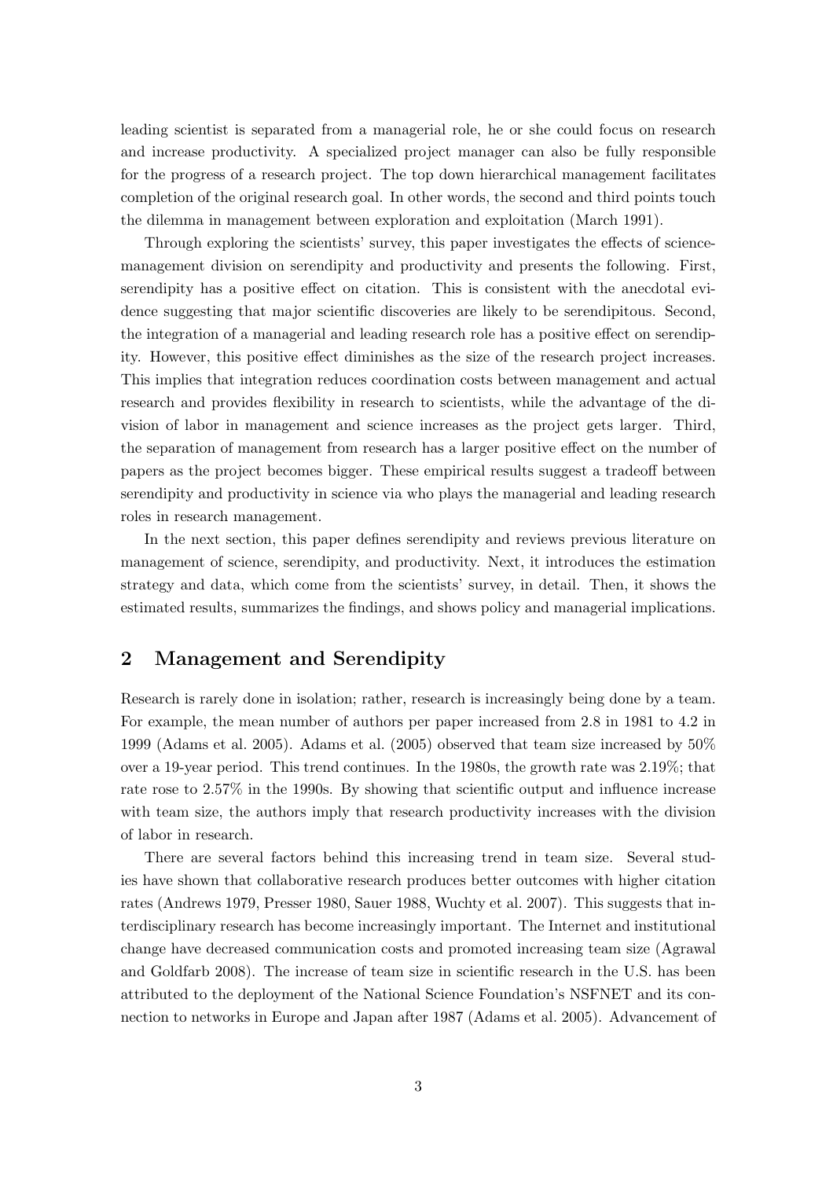leading scientist is separated from a managerial role, he or she could focus on research and increase productivity. A specialized project manager can also be fully responsible for the progress of a research project. The top down hierarchical management facilitates completion of the original research goal. In other words, the second and third points touch the dilemma in management between exploration and exploitation (March 1991).

Through exploring the scientists' survey, this paper investigates the effects of science-management division on serendipity and productivity and presents the following. First, serendipity has a positive effect on citation. This is consistent with the anecdotal evidence suggesting that major scientific discoveries are likely to be serendipitous. Second, the integration of a managerial and leading research role has a positive effect on serendipity. However, this positive effect diminishes as the size of the research project increases. This implies that integration reduces coordination costs between management and actual research and provides flexibility in research to scientists, while the advantage of the division of labor in management and science increases as the project gets larger. Third, the separation of management from research has a larger positive effect on the number of papers as the project becomes bigger. These empirical results suggest a tradeoff between serendipity and productivity in science via who plays the managerial and leading research roles in research management.

In the next section, this paper defines serendipity and reviews previous literature on management of science, serendipity, and productivity. Next, it introduces the estimation strategy and data, which come from the scientists' survey, in detail. Then, it shows the estimated results, summarizes the findings, and shows policy and managerial implications.

## 2 Management and Serendipity

Research is rarely done in isolation; rather, research is increasingly being done by a team. For example, the mean number of authors per paper increased from 2.8 in 1981 to 4.2 in 1999 (Adams et al. 2005). Adams et al. (2005) observed that team size increased by 50% over a 19-year period. This trend continues. In the 1980s, the growth rate was 2.19%; that rate rose to 2.57% in the 1990s. By showing that scientific output and influence increase with team size, the authors imply that research productivity increases with the division of labor in research.

There are several factors behind this increasing trend in team size. Several studies have shown that collaborative research produces better outcomes with higher citation rates (Andrews 1979, Presser 1980, Sauer 1988, Wuchty et al. 2007). This suggests that interdisciplinary research has become increasingly important. The Internet and institutional change have decreased communication costs and promoted increasing team size (Agrawal and Goldfarb 2008). The increase of team size in scientific research in the U.S. has been attributed to the deployment of the National Science Foundation's NSFNET and its connection to networks in Europe and Japan after 1987 (Adams et al. 2005). Advancement of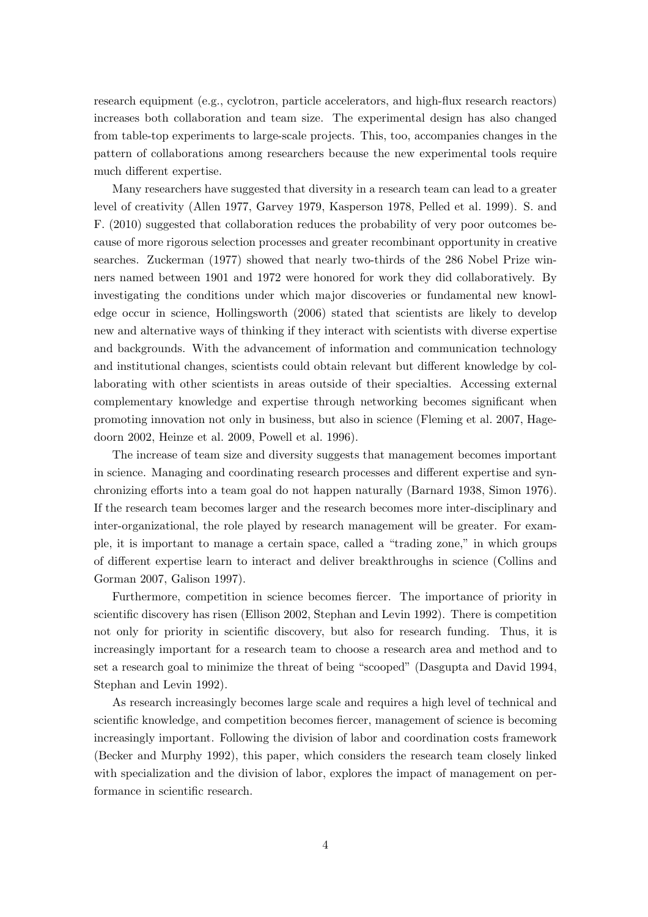research equipment (e.g., cyclotron, particle accelerators, and high-flux research reactors) increases both collaboration and team size. The experimental design has also changed from table-top experiments to large-scale projects. This, too, accompanies changes in the pattern of collaborations among researchers because the new experimental tools require much different expertise.

Many researchers have suggested that diversity in a research team can lead to a greater level of creativity (Allen 1977, Garvey 1979, Kasperson 1978, Pelled et al. 1999). S. and F. (2010) suggested that collaboration reduces the probability of very poor outcomes because of more rigorous selection processes and greater recombinant opportunity in creative searches. Zuckerman (1977) showed that nearly two-thirds of the 286 Nobel Prize winners named between 1901 and 1972 were honored for work they did collaboratively. By investigating the conditions under which major discoveries or fundamental new knowledge occur in science, Hollingsworth (2006) stated that scientists are likely to develop new and alternative ways of thinking if they interact with scientists with diverse expertise and backgrounds. With the advancement of information and communication technology and institutional changes, scientists could obtain relevant but different knowledge by collaborating with other scientists in areas outside of their specialties. Accessing external complementary knowledge and expertise through networking becomes significant when promoting innovation not only in business, but also in science (Fleming et al. 2007, Hagedoorn 2002, Heinze et al. 2009, Powell et al. 1996).

The increase of team size and diversity suggests that management becomes important in science. Managing and coordinating research processes and different expertise and synchronizing efforts into a team goal do not happen naturally (Barnard 1938, Simon 1976). If the research team becomes larger and the research becomes more inter-disciplinary and inter-organizational, the role played by research management will be greater. For example, it is important to manage a certain space, called a "trading zone," in which groups of different expertise learn to interact and deliver breakthroughs in science (Collins and Gorman 2007, Galison 1997).

Furthermore, competition in science becomes fiercer. The importance of priority in scientific discovery has risen (Ellison 2002, Stephan and Levin 1992). There is competition not only for priority in scientific discovery, but also for research funding. Thus, it is increasingly important for a research team to choose a research area and method and to set a research goal to minimize the threat of being "scooped" (Dasgupta and David 1994, Stephan and Levin 1992).

As research increasingly becomes large scale and requires a high level of technical and scientific knowledge, and competition becomes fiercer, management of science is becoming increasingly important. Following the division of labor and coordination costs framework (Becker and Murphy 1992), this paper, which considers the research team closely linked with specialization and the division of labor, explores the impact of management on performance in scientific research.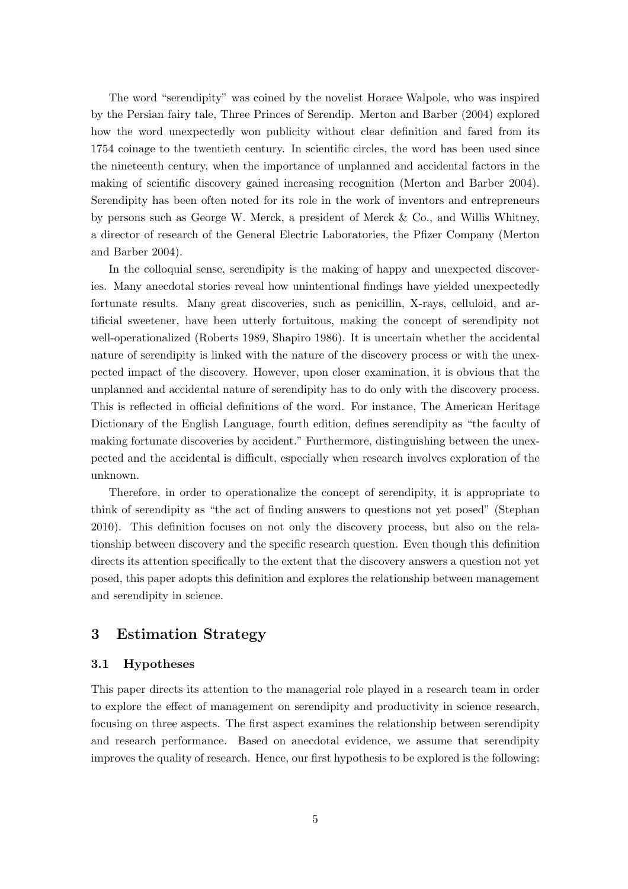The word "serendipity" was coined by the novelist Horace Walpole, who was inspired by the Persian fairy tale, Three Princes of Serendip. Merton and Barber (2004) explored how the word unexpectedly won publicity without clear definition and fared from its 1754 coinage to the twentieth century. In scientific circles, the word has been used since the nineteenth century, when the importance of unplanned and accidental factors in the making of scientific discovery gained increasing recognition (Merton and Barber 2004). Serendipity has been often noted for its role in the work of inventors and entrepreneurs by persons such as George W. Merck, a president of Merck & Co., and Willis Whitney, a director of research of the General Electric Laboratories, the Pfizer Company (Merton and Barber 2004).

In the colloquial sense, serendipity is the making of happy and unexpected discoveries. Many anecdotal stories reveal how unintentional findings have yielded unexpectedly fortunate results. Many great discoveries, such as penicillin, X-rays, celluloid, and artificial sweetener, have been utterly fortuitous, making the concept of serendipity not well-operationalized (Roberts 1989, Shapiro 1986). It is uncertain whether the accidental nature of serendipity is linked with the nature of the discovery process or with the unexpected impact of the discovery. However, upon closer examination, it is obvious that the unplanned and accidental nature of serendipity has to do only with the discovery process. This is reflected in official definitions of the word. For instance, The American Heritage Dictionary of the English Language, fourth edition, defines serendipity as "the faculty of making fortunate discoveries by accident." Furthermore, distinguishing between the unexpected and the accidental is difficult, especially when research involves exploration of the unknown.

Therefore, in order to operationalize the concept of serendipity, it is appropriate to think of serendipity as "the act of finding answers to questions not yet posed" (Stephan 2010). This definition focuses on not only the discovery process, but also on the relationship between discovery and the specific research question. Even though this definition directs its attention specifically to the extent that the discovery answers a question not yet posed, this paper adopts this definition and explores the relationship between management and serendipity in science.

## 3 Estimation Strategy

### 3.1 Hypotheses

This paper directs its attention to the managerial role played in a research team in order to explore the effect of management on serendipity and productivity in science research, focusing on three aspects. The first aspect examines the relationship between serendipity and research performance. Based on anecdotal evidence, we assume that serendipity improves the quality of research. Hence, our first hypothesis to be explored is the following: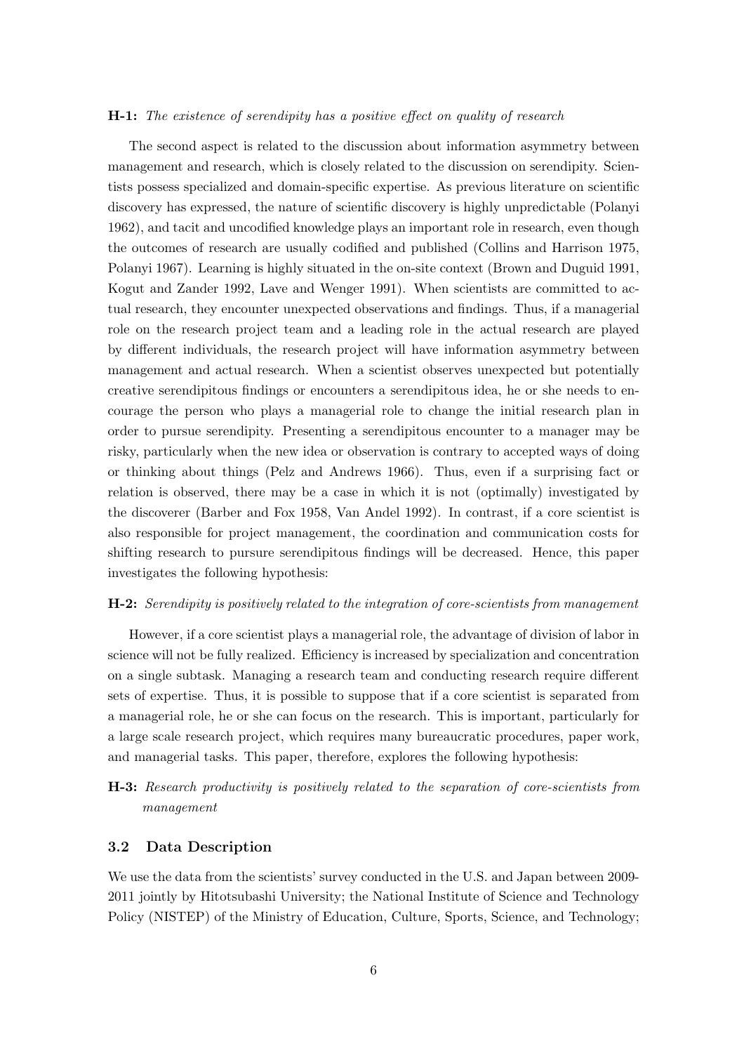**H-1:** *The existence of serendipity has a positive effect on quality of research*

The second aspect is related to the discussion about information asymmetry between management and research, which is closely related to the discussion on serendipity. Scientists possess specialized and domain-specific expertise. As previous literature on scientific discovery has expressed, the nature of scientific discovery is highly unpredictable (Polanyi 1962), and tacit and uncodified knowledge plays an important role in research, even though the outcomes of research are usually codified and published (Collins and Harrison 1975, Polanyi 1967). Learning is highly situated in the on-site context (Brown and Duguid 1991, Kogut and Zander 1992, Lave and Wenger 1991). When scientists are committed to actual research, they encounter unexpected observations and findings. Thus, if a managerial role on the research project team and a leading role in the actual research are played by different individuals, the research project will have information asymmetry between management and actual research. When a scientist observes unexpected but potentially creative serendipitous findings or encounters a serendipitous idea, he or she needs to encourage the person who plays a managerial role to change the initial research plan in order to pursue serendipity. Presenting a serendipitous encounter to a manager may be risky, particularly when the new idea or observation is contrary to accepted ways of doing or thinking about things (Pelz and Andrews 1966). Thus, even if a surprising fact or relation is observed, there may be a case in which it is not (optimally) investigated by the discoverer (Barber and Fox 1958, Van Andel 1992). In contrast, if a core scientist is also responsible for project management, the coordination and communication costs for shifting research to pursure serendipitous findings will be decreased. Hence, this paper investigates the following hypothesis:

**H-2:** *Serendipity is positively related to the integration of core-scientists from management*

However, if a core scientist plays a managerial role, the advantage of division of labor in science will not be fully realized. Efficiency is increased by specialization and concentration on a single subtask. Managing a research team and conducting research require different sets of expertise. Thus, it is possible to suppose that if a core scientist is separated from a managerial role, he or she can focus on the research. This is important, particularly for a large scale research project, which requires many bureaucratic procedures, paper work, and managerial tasks. This paper, therefore, explores the following hypothesis:

**H-3:** *Research productivity is positively related to the separation of core-scientists from management*

### 3.2 Data Description

We use the data from the scientists' survey conducted in the U.S. and Japan between 2009-2011 jointly by Hitotsubashi University; the National Institute of Science and Technology Policy (NISTEP) of the Ministry of Education, Culture, Sports, Science, and Technology;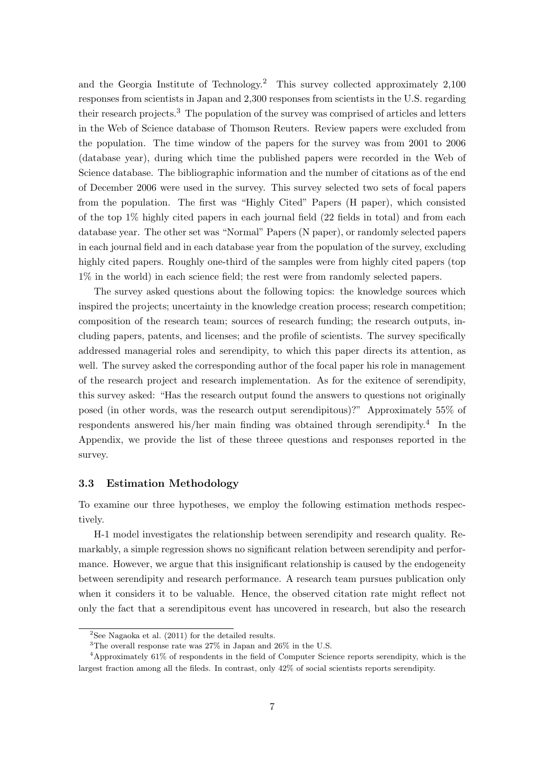and the Georgia Institute of Technology.[2] This survey collected approximately 2,100 responses from scientists in Japan and 2,300 responses from scientists in the U.S. regarding their research projects.[3] The population of the survey was comprised of articles and letters in the Web of Science database of Thomson Reuters. Review papers were excluded from the population. The time window of the papers for the survey was from 2001 to 2006 (database year), during which time the published papers were recorded in the Web of Science database. The bibliographic information and the number of citations as of the end of December 2006 were used in the survey. This survey selected two sets of focal papers from the population. The first was "Highly Cited" Papers (H paper), which consisted of the top 1% highly cited papers in each journal field (22 fields in total) and from each database year. The other set was "Normal" Papers (N paper), or randomly selected papers in each journal field and in each database year from the population of the survey, excluding highly cited papers. Roughly one-third of the samples were from highly cited papers (top 1% in the world) in each science field; the rest were from randomly selected papers.

The survey asked questions about the following topics: the knowledge sources which inspired the projects; uncertainty in the knowledge creation process; research competition; composition of the research team; sources of research funding; the research outputs, including papers, patents, and licenses; and the profile of scientists. The survey specifically addressed managerial roles and serendipity, to which this paper directs its attention, as well. The survey asked the corresponding author of the focal paper his role in management of the research project and research implementation. As for the exitence of serendipity, this survey asked: "Has the research output found the answers to questions not originally posed (in other words, was the research output serendipitous)?" Approximately 55% of respondents answered his/her main finding was obtained through serendipity.[4] In the Appendix, we provide the list of these threee questions and responses reported in the survey.

### 3.3 Estimation Methodology

To examine our three hypotheses, we employ the following estimation methods respectively.

H-1 model investigates the relationship between serendipity and research quality. Remarkably, a simple regression shows no significant relation between serendipity and performance. However, we argue that this insignificant relationship is caused by the endogeneity between serendipity and research performance. A research team pursues publication only when it considers it to be valuable. Hence, the observed citation rate might reflect not only the fact that a serendipitous event has uncovered in research, but also the research

[2] See Nagaoka et al. (2011) for the detailed results.

[3] The overall response rate was 27% in Japan and 26% in the U.S.

[4] Approximately 61% of respondents in the field of Computer Science reports serendipity, which is the largest fraction among all the fileds. In contrast, only 42% of social scientists reports serendipity.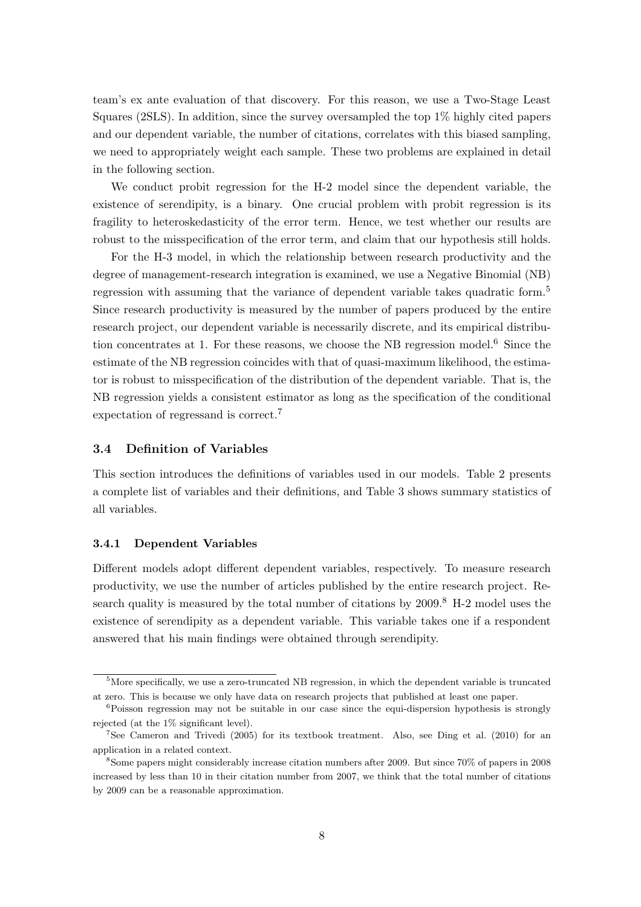team's ex ante evaluation of that discovery. For this reason, we use a Two-Stage Least Squares (2SLS). In addition, since the survey oversampled the top 1% highly cited papers and our dependent variable, the number of citations, correlates with this biased sampling, we need to appropriately weight each sample. These two problems are explained in detail in the following section.

We conduct probit regression for the H-2 model since the dependent variable, the existence of serendipity, is a binary. One crucial problem with probit regression is its fragility to heteroskedasticity of the error term. Hence, we test whether our results are robust to the misspecification of the error term, and claim that our hypothesis still holds.

For the H-3 model, in which the relationship between research productivity and the degree of management-research integration is examined, we use a Negative Binomial (NB) regression with assuming that the variance of dependent variable takes quadratic form.[5] Since research productivity is measured by the number of papers produced by the entire research project, our dependent variable is necessarily discrete, and its empirical distribution concentrates at 1. For these reasons, we choose the NB regression model.[6] Since the estimate of the NB regression coincides with that of quasi-maximum likelihood, the estimator is robust to misspecification of the distribution of the dependent variable. That is, the NB regression yields a consistent estimator as long as the specification of the conditional expectation of regressand is correct.[7]

### 3.4 Definition of Variables

This section introduces the definitions of variables used in our models. Table 2 presents a complete list of variables and their definitions, and Table 3 shows summary statistics of all variables.

#### 3.4.1 Dependent Variables

Different models adopt different dependent variables, respectively. To measure research productivity, we use the number of articles published by the entire research project. Research quality is measured by the total number of citations by 2009.[8] H-2 model uses the existence of serendipity as a dependent variable. This variable takes one if a respondent answered that his main findings were obtained through serendipity.

---

[5] More specifically, we use a zero-truncated NB regression, in which the dependent variable is truncated at zero. This is because we only have data on research projects that published at least one paper.

[6] Poisson regression may not be suitable in our case since the equi-dispersion hypothesis is strongly rejected (at the 1% significant level).

[7] See Cameron and Trivedi (2005) for its textbook treatment. Also, see Ding et al. (2010) for an application in a related context.

[8] Some papers might considerably increase citation numbers after 2009. But since 70% of papers in 2008 increased by less than 10 in their citation number from 2007, we think that the total number of citations by 2009 can be a reasonable approximation.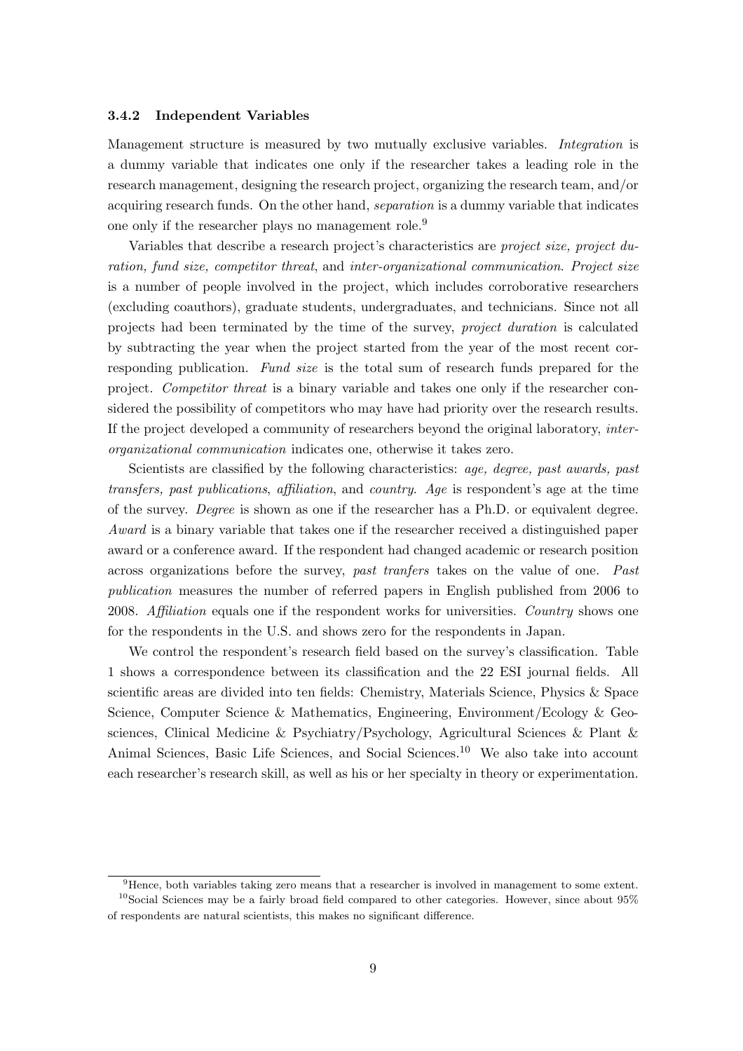### 3.4.2 Independent Variables

Management structure is measured by two mutually exclusive variables. *Integration* is a dummy variable that indicates one only if the researcher takes a leading role in the research management, designing the research project, organizing the research team, and/or acquiring research funds. On the other hand, *separation* is a dummy variable that indicates one only if the researcher plays no management role.[9]

Variables that describe a research project's characteristics are *project size, project duration, fund size, competitor threat*, and *inter-organizational communication*. *Project size* is a number of people involved in the project, which includes corroborative researchers (excluding coauthors), graduate students, undergraduates, and technicians. Since not all projects had been terminated by the time of the survey, *project duration* is calculated by subtracting the year when the project started from the year of the most recent corresponding publication. *Fund size* is the total sum of research funds prepared for the project. *Competitor threat* is a binary variable and takes one only if the researcher considered the possibility of competitors who may have had priority over the research results. If the project developed a community of researchers beyond the original laboratory, *inter-organizational communication* indicates one, otherwise it takes zero.

Scientists are classified by the following characteristics: *age, degree, past awards, past transfers, past publications*, *affiliation*, and *country*. *Age* is respondent's age at the time of the survey. *Degree* is shown as one if the researcher has a Ph.D. or equivalent degree. *Award* is a binary variable that takes one if the researcher received a distinguished paper award or a conference award. If the respondent had changed academic or research position across organizations before the survey, *past tranfers* takes on the value of one. *Past publication* measures the number of referred papers in English published from 2006 to 2008. *Affiliation* equals one if the respondent works for universities. *Country* shows one for the respondents in the U.S. and shows zero for the respondents in Japan.

We control the respondent's research field based on the survey's classification. Table 1 shows a correspondence between its classification and the 22 ESI journal fields. All scientific areas are divided into ten fields: Chemistry, Materials Science, Physics & Space Science, Computer Science & Mathematics, Engineering, Environment/Ecology & Geosciences, Clinical Medicine & Psychiatry/Psychology, Agricultural Sciences & Plant & Animal Sciences, Basic Life Sciences, and Social Sciences.[10] We also take into account each researcher's research skill, as well as his or her specialty in theory or experimentation.

---

[9] Hence, both variables taking zero means that a researcher is involved in management to some extent.

[10] Social Sciences may be a fairly broad field compared to other categories. However, since about 95% of respondents are natural scientists, this makes no significant difference.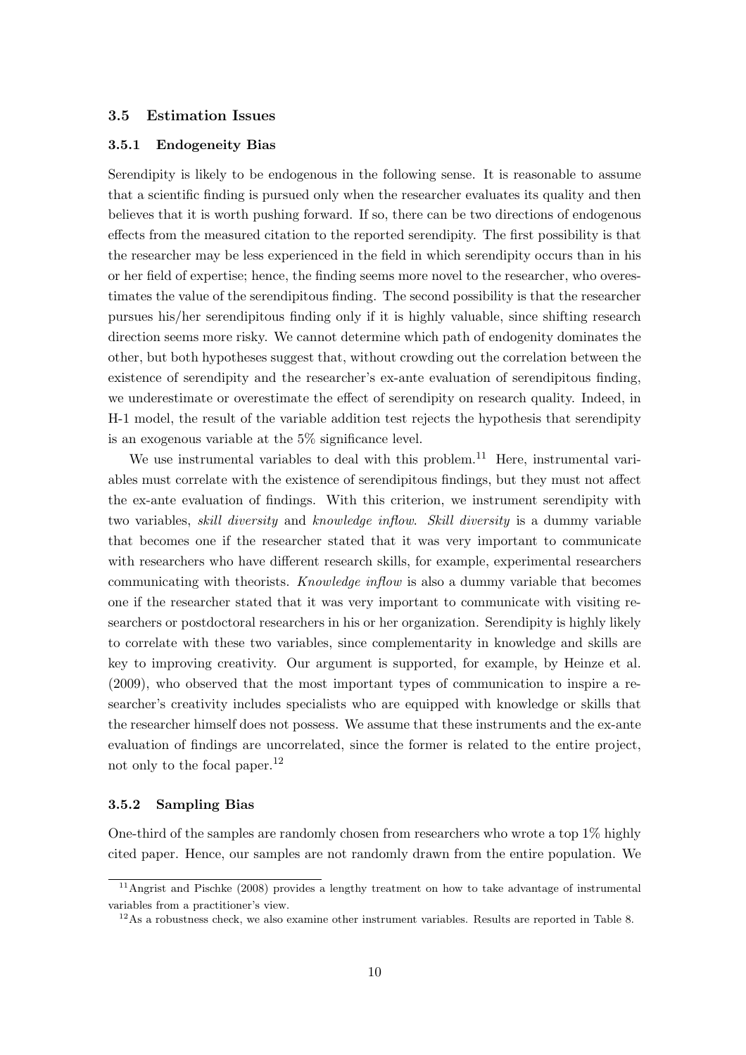### 3.5 Estimation Issues

#### 3.5.1 Endogeneity Bias

Serendipity is likely to be endogenous in the following sense. It is reasonable to assume that a scientific finding is pursued only when the researcher evaluates its quality and then believes that it is worth pushing forward. If so, there can be two directions of endogenous effects from the measured citation to the reported serendipity. The first possibility is that the researcher may be less experienced in the field in which serendipity occurs than in his or her field of expertise; hence, the finding seems more novel to the researcher, who overestimates the value of the serendipitous finding. The second possibility is that the researcher pursues his/her serendipitous finding only if it is highly valuable, since shifting research direction seems more risky. We cannot determine which path of endogenity dominates the other, but both hypotheses suggest that, without crowding out the correlation between the existence of serendipity and the researcher's ex-ante evaluation of serendipitous finding, we underestimate or overestimate the effect of serendipity on research quality. Indeed, in H-1 model, the result of the variable addition test rejects the hypothesis that serendipity is an exogenous variable at the 5% significance level.

We use instrumental variables to deal with this problem.[11] Here, instrumental variables must correlate with the existence of serendipitous findings, but they must not affect the ex-ante evaluation of findings. With this criterion, we instrument serendipity with two variables, *skill diversity* and *knowledge inflow*. *Skill diversity* is a dummy variable that becomes one if the researcher stated that it was very important to communicate with researchers who have different research skills, for example, experimental researchers communicating with theorists. *Knowledge inflow* is also a dummy variable that becomes one if the researcher stated that it was very important to communicate with visiting researchers or postdoctoral researchers in his or her organization. Serendipity is highly likely to correlate with these two variables, since complementarity in knowledge and skills are key to improving creativity. Our argument is supported, for example, by Heinze et al. (2009), who observed that the most important types of communication to inspire a researcher's creativity includes specialists who are equipped with knowledge or skills that the researcher himself does not possess. We assume that these instruments and the ex-ante evaluation of findings are uncorrelated, since the former is related to the entire project, not only to the focal paper.[12]

#### 3.5.2 Sampling Bias

One-third of the samples are randomly chosen from researchers who wrote a top 1% highly cited paper. Hence, our samples are not randomly drawn from the entire population. We

---

[11] Angrist and Pischke (2008) provides a lengthy treatment on how to take advantage of instrumental variables from a practitioner's view.

[12] As a robustness check, we also examine other instrument variables. Results are reported in Table 8.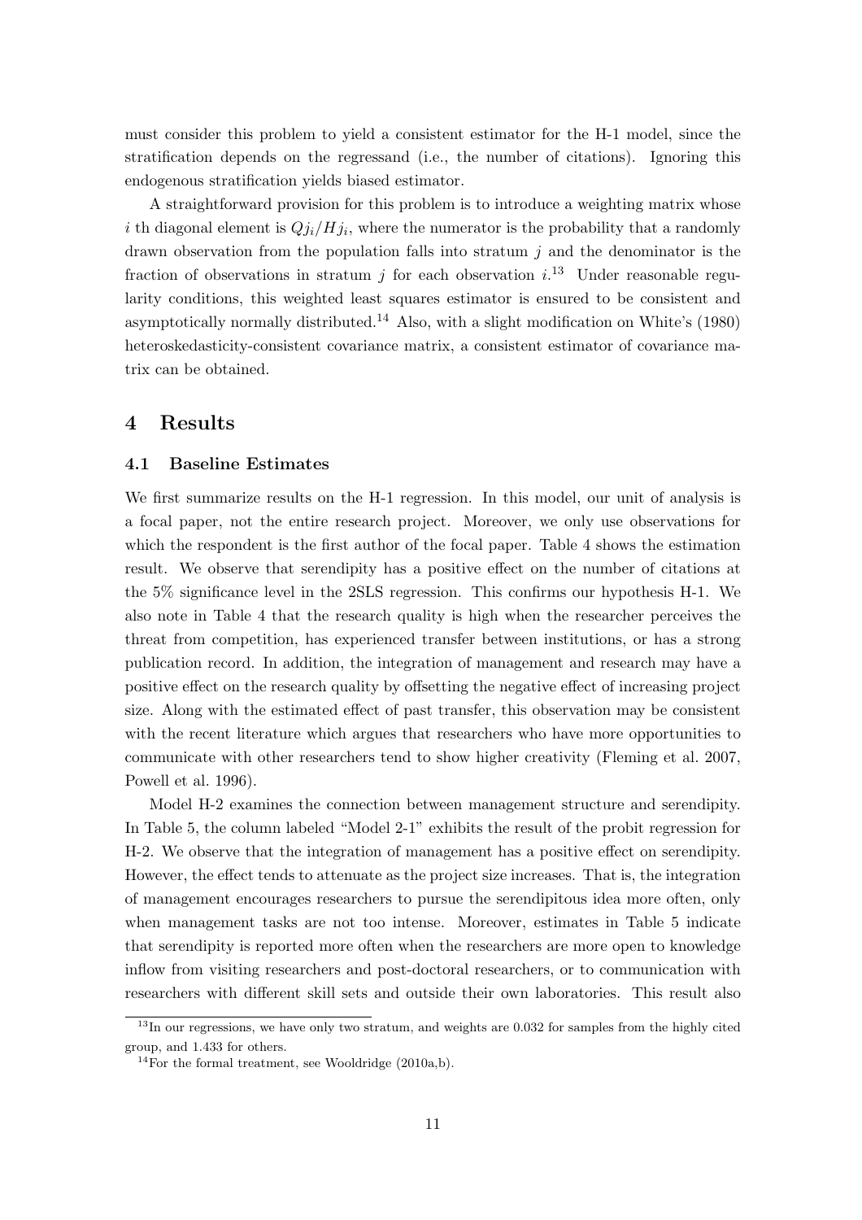must consider this problem to yield a consistent estimator for the H-1 model, since the stratification depends on the regressand (i.e., the number of citations). Ignoring this endogenous stratification yields biased estimator.

A straightforward provision for this problem is to introduce a weighting matrix whose $i$ th diagonal element is $Qj_i/Hj_i$, where the numerator is the probability that a randomly drawn observation from the population falls into stratum $j$ and the denominator is the fraction of observations in stratum $j$ for each observation $i$.[13] Under reasonable regularity conditions, this weighted least squares estimator is ensured to be consistent and asymptotically normally distributed.[14] Also, with a slight modification on White's (1980) heteroskedasticity-consistent covariance matrix, a consistent estimator of covariance matrix can be obtained.

# 4 Results

## 4.1 Baseline Estimates

We first summarize results on the H-1 regression. In this model, our unit of analysis is a focal paper, not the entire research project. Moreover, we only use observations for which the respondent is the first author of the focal paper. Table 4 shows the estimation result. We observe that serendipity has a positive effect on the number of citations at the 5% significance level in the 2SLS regression. This confirms our hypothesis H-1. We also note in Table 4 that the research quality is high when the researcher perceives the threat from competition, has experienced transfer between institutions, or has a strong publication record. In addition, the integration of management and research may have a positive effect on the research quality by offsetting the negative effect of increasing project size. Along with the estimated effect of past transfer, this observation may be consistent with the recent literature which argues that researchers who have more opportunities to communicate with other researchers tend to show higher creativity (Fleming et al. 2007, Powell et al. 1996).

Model H-2 examines the connection between management structure and serendipity. In Table 5, the column labeled "Model 2-1" exhibits the result of the probit regression for H-2. We observe that the integration of management has a positive effect on serendipity. However, the effect tends to attenuate as the project size increases. That is, the integration of management encourages researchers to pursue the serendipitous idea more often, only when management tasks are not too intense. Moreover, estimates in Table 5 indicate that serendipity is reported more often when the researchers are more open to knowledge inflow from visiting researchers and post-doctoral researchers, or to communication with researchers with different skill sets and outside their own laboratories. This result also

[13] In our regressions, we have only two stratum, and weights are 0.032 for samples from the highly cited group, and 1.433 for others.

[14] For the formal treatment, see Wooldridge (2010a,b).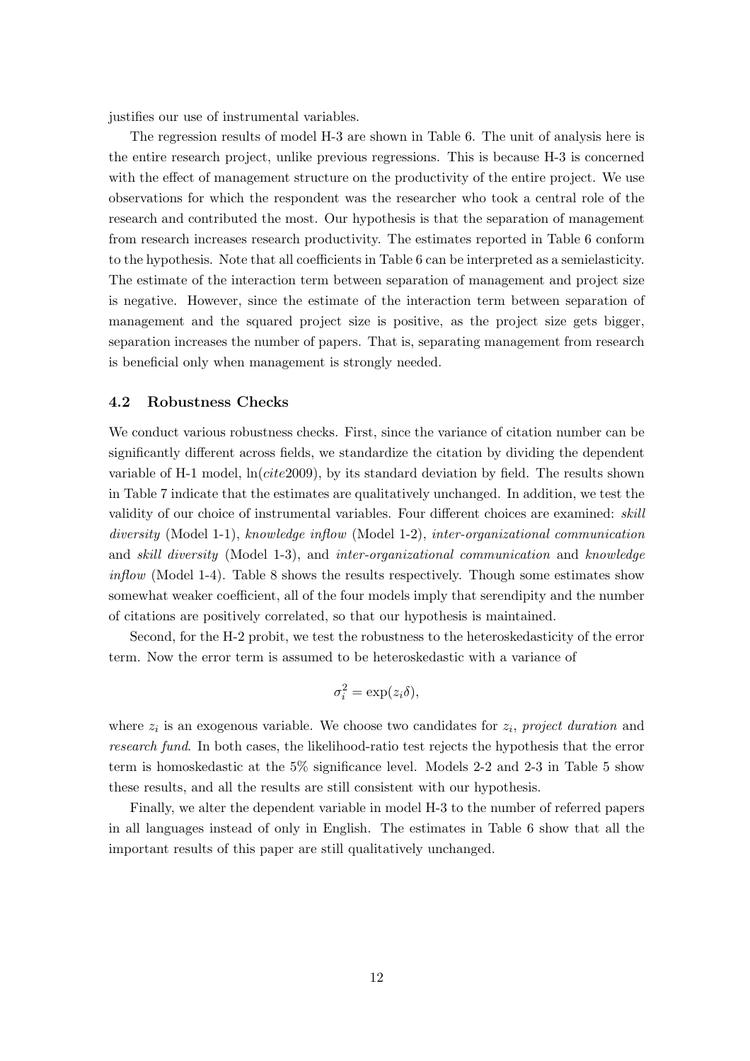justifies our use of instrumental variables.

The regression results of model H-3 are shown in Table 6. The unit of analysis here is the entire research project, unlike previous regressions. This is because H-3 is concerned with the effect of management structure on the productivity of the entire project. We use observations for which the respondent was the researcher who took a central role of the research and contributed the most. Our hypothesis is that the separation of management from research increases research productivity. The estimates reported in Table 6 conform to the hypothesis. Note that all coefficients in Table 6 can be interpreted as a semielasticity. The estimate of the interaction term between separation of management and project size is negative. However, since the estimate of the interaction term between separation of management and the squared project size is positive, as the project size gets bigger, separation increases the number of papers. That is, separating management from research is beneficial only when management is strongly needed.

### 4.2 Robustness Checks

We conduct various robustness checks. First, since the variance of citation number can be significantly different across fields, we standardize the citation by dividing the dependent variable of H-1 model, $\ln(\mathit{cite}2009)$, by its standard deviation by field. The results shown in Table 7 indicate that the estimates are qualitatively unchanged. In addition, we test the validity of our choice of instrumental variables. Four different choices are examined: *skill diversity* (Model 1-1), *knowledge inflow* (Model 1-2), *inter-organizational communication* and *skill diversity* (Model 1-3), and *inter-organizational communication* and *knowledge inflow* (Model 1-4). Table 8 shows the results respectively. Though some estimates show somewhat weaker coefficient, all of the four models imply that serendipity and the number of citations are positively correlated, so that our hypothesis is maintained.

Second, for the H-2 probit, we test the robustness to the heteroskedasticity of the error term. Now the error term is assumed to be heteroskedastic with a variance of

$$\sigma_i^2 = \exp(z_i\delta),$$

where $z_i$ is an exogenous variable. We choose two candidates for $z_i$, *project duration* and *research fund*. In both cases, the likelihood-ratio test rejects the hypothesis that the error term is homoskedastic at the 5% significance level. Models 2-2 and 2-3 in Table 5 show these results, and all the results are still consistent with our hypothesis.

Finally, we alter the dependent variable in model H-3 to the number of referred papers in all languages instead of only in English. The estimates in Table 6 show that all the important results of this paper are still qualitatively unchanged.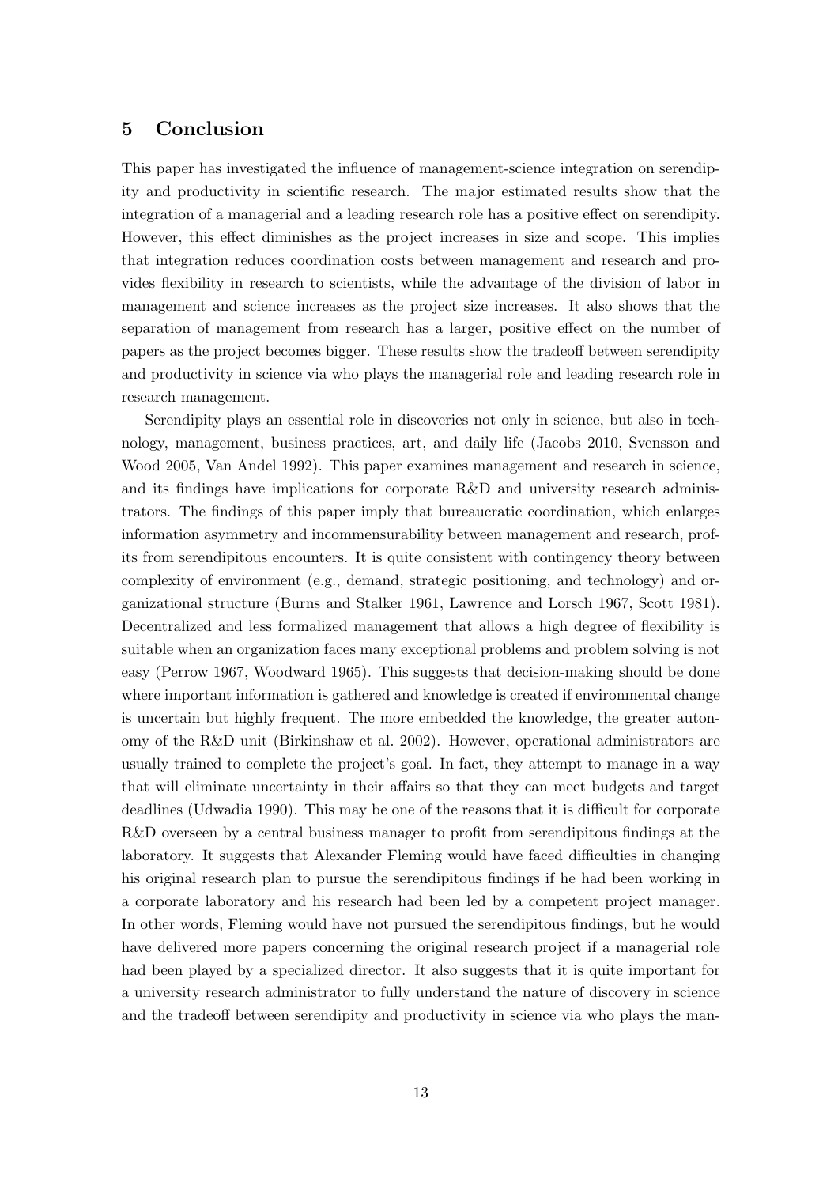## 5 Conclusion

This paper has investigated the influence of management-science integration on serendipity and productivity in scientific research. The major estimated results show that the integration of a managerial and a leading research role has a positive effect on serendipity. However, this effect diminishes as the project increases in size and scope. This implies that integration reduces coordination costs between management and research and provides flexibility in research to scientists, while the advantage of the division of labor in management and science increases as the project size increases. It also shows that the separation of management from research has a larger, positive effect on the number of papers as the project becomes bigger. These results show the tradeoff between serendipity and productivity in science via who plays the managerial role and leading research role in research management.

Serendipity plays an essential role in discoveries not only in science, but also in technology, management, business practices, art, and daily life (Jacobs 2010, Svensson and Wood 2005, Van Andel 1992). This paper examines management and research in science, and its findings have implications for corporate R&D and university research administrators. The findings of this paper imply that bureaucratic coordination, which enlarges information asymmetry and incommensurability between management and research, profits from serendipitous encounters. It is quite consistent with contingency theory between complexity of environment (e.g., demand, strategic positioning, and technology) and organizational structure (Burns and Stalker 1961, Lawrence and Lorsch 1967, Scott 1981). Decentralized and less formalized management that allows a high degree of flexibility is suitable when an organization faces many exceptional problems and problem solving is not easy (Perrow 1967, Woodward 1965). This suggests that decision-making should be done where important information is gathered and knowledge is created if environmental change is uncertain but highly frequent. The more embedded the knowledge, the greater autonomy of the R&D unit (Birkinshaw et al. 2002). However, operational administrators are usually trained to complete the project's goal. In fact, they attempt to manage in a way that will eliminate uncertainty in their affairs so that they can meet budgets and target deadlines (Udwadia 1990). This may be one of the reasons that it is difficult for corporate R&D overseen by a central business manager to profit from serendipitous findings at the laboratory. It suggests that Alexander Fleming would have faced difficulties in changing his original research plan to pursue the serendipitous findings if he had been working in a corporate laboratory and his research had been led by a competent project manager. In other words, Fleming would have not pursued the serendipitous findings, but he would have delivered more papers concerning the original research project if a managerial role had been played by a specialized director. It also suggests that it is quite important for a university research administrator to fully understand the nature of discovery in science and the tradeoff between serendipity and productivity in science via who plays the man-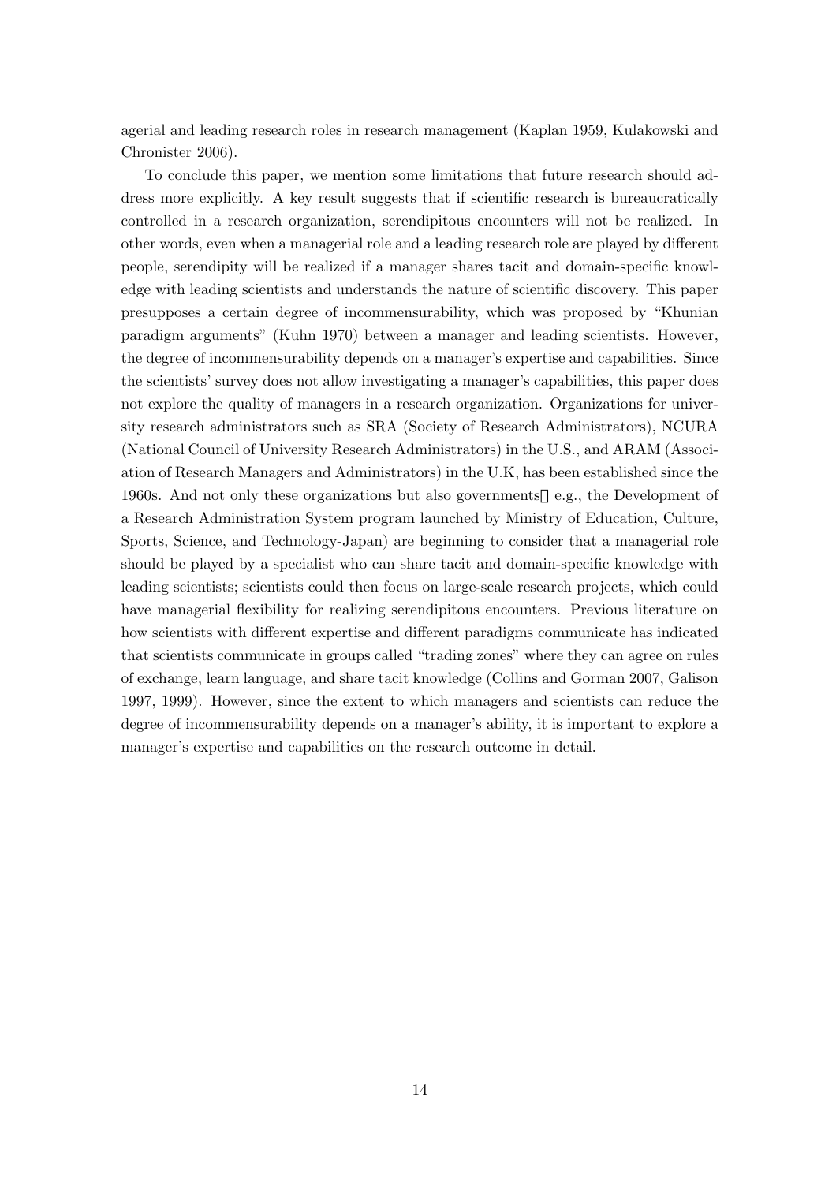agerial and leading research roles in research management (Kaplan 1959, Kulakowski and Chronister 2006).

To conclude this paper, we mention some limitations that future research should address more explicitly. A key result suggests that if scientific research is bureaucratically controlled in a research organization, serendipitous encounters will not be realized. In other words, even when a managerial role and a leading research role are played by different people, serendipity will be realized if a manager shares tacit and domain-specific knowledge with leading scientists and understands the nature of scientific discovery. This paper presupposes a certain degree of incommensurability, which was proposed by "Khunian paradigm arguments" (Kuhn 1970) between a manager and leading scientists. However, the degree of incommensurability depends on a manager's expertise and capabilities. Since the scientists' survey does not allow investigating a manager's capabilities, this paper does not explore the quality of managers in a research organization. Organizations for university research administrators such as SRA (Society of Research Administrators), NCURA (National Council of University Research Administrators) in the U.S., and ARAM (Association of Research Managers and Administrators) in the U.K, has been established since the 1960s. And not only these organizations but also governments e.g., the Development of a Research Administration System program launched by Ministry of Education, Culture, Sports, Science, and Technology-Japan) are beginning to consider that a managerial role should be played by a specialist who can share tacit and domain-specific knowledge with leading scientists; scientists could then focus on large-scale research projects, which could have managerial flexibility for realizing serendipitous encounters. Previous literature on how scientists with different expertise and different paradigms communicate has indicated that scientists communicate in groups called "trading zones" where they can agree on rules of exchange, learn language, and share tacit knowledge (Collins and Gorman 2007, Galison 1997, 1999). However, since the extent to which managers and scientists can reduce the degree of incommensurability depends on a manager's ability, it is important to explore a manager's expertise and capabilities on the research outcome in detail.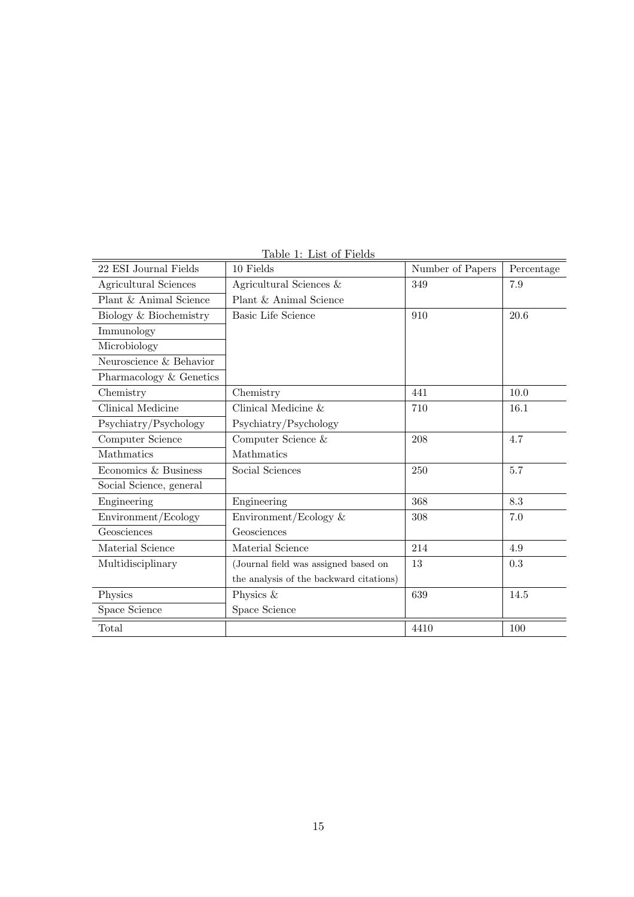Table 1: List of Fields

| 22 ESI Journal Fields | 10 Fields | Number of Papers | Percentage |
|---|---|---|---|
| Agricultural Sciences | Agricultural Sciences & | 349 | 7.9 |
| Plant & Animal Science | Plant & Animal Science | | |
| Biology & Biochemistry | Basic Life Science | 910 | 20.6 |
| Immunology | | | |
| Microbiology | | | |
| Neuroscience & Behavior | | | |
| Pharmacology & Genetics | | | |
| Chemistry | Chemistry | 441 | 10.0 |
| Clinical Medicine | Clinical Medicine & | 710 | 16.1 |
| Psychiatry/Psychology | Psychiatry/Psychology | | |
| Computer Science | Computer Science & | 208 | 4.7 |
| Mathmatics | Mathmatics | | |
| Economics & Business | Social Sciences | 250 | 5.7 |
| Social Science, general | | | |
| Engineering | Engineering | 368 | 8.3 |
| Environment/Ecology | Environment/Ecology & | 308 | 7.0 |
| Geosciences | Geosciences | | |
| Material Science | Material Science | 214 | 4.9 |
| Multidisciplinary | (Journal field was assigned based on | 13 | 0.3 |
| | the analysis of the backward citations) | | |
| Physics | Physics & | 639 | 14.5 |
| Space Science | Space Science | | |
| Total | | 4410 | 100 |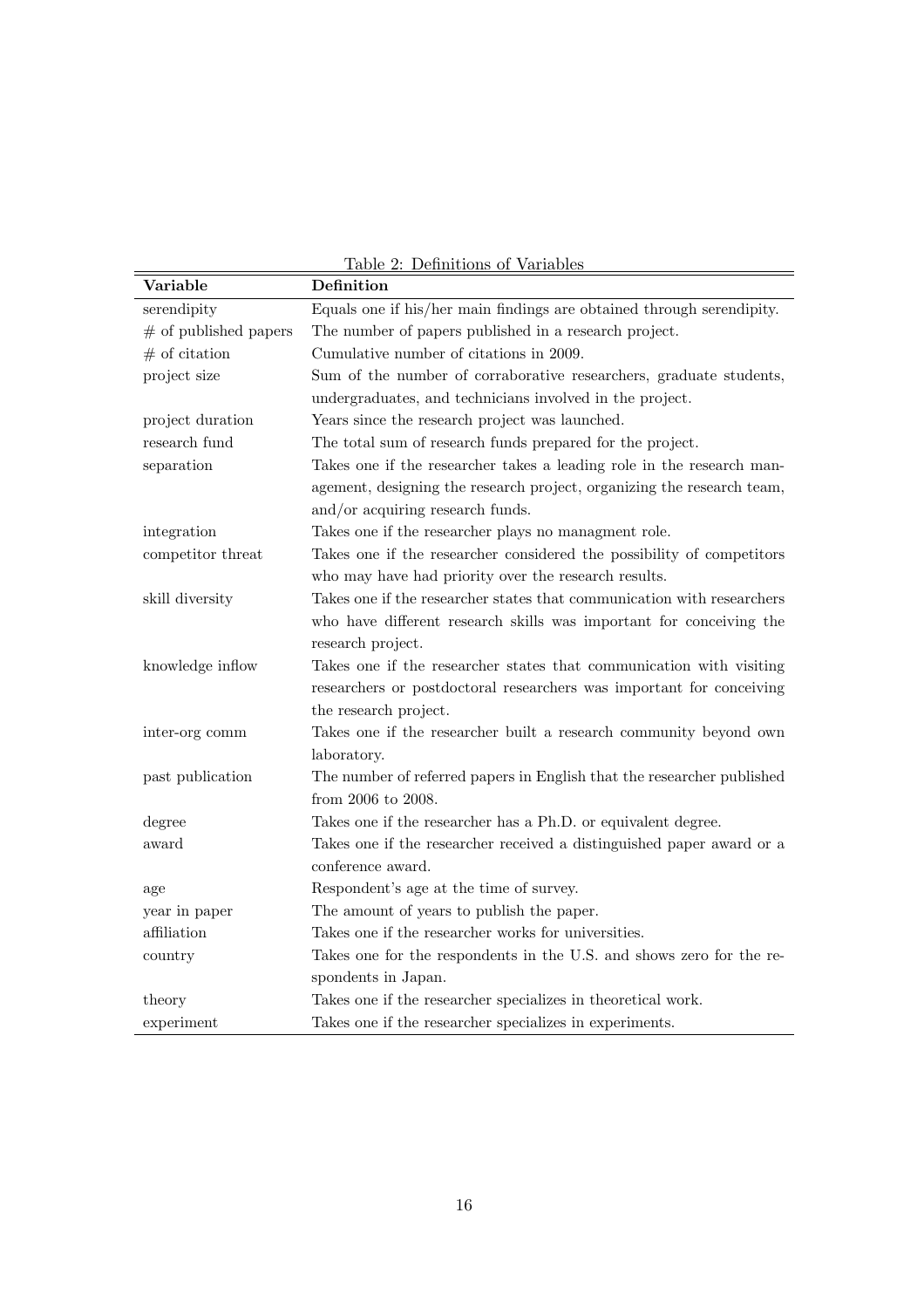Table 2: Definitions of Variables

| Variable | Definition |
|---|---|
| serendipity | Equals one if his/her main findings are obtained through serendipity. |
| # of published papers | The number of papers published in a research project. |
| # of citation | Cumulative number of citations in 2009. |
| project size | Sum of the number of corraborative researchers, graduate students, undergraduates, and technicians involved in the project. |
| project duration | Years since the research project was launched. |
| research fund | The total sum of research funds prepared for the project. |
| separation | Takes one if the researcher takes a leading role in the research management, designing the research project, organizing the research team, and/or acquiring research funds. |
| integration | Takes one if the researcher plays no managment role. |
| competitor threat | Takes one if the researcher considered the possibility of competitors who may have had priority over the research results. |
| skill diversity | Takes one if the researcher states that communication with researchers who have different research skills was important for conceiving the research project. |
| knowledge inflow | Takes one if the researcher states that communication with visiting researchers or postdoctoral researchers was important for conceiving the research project. |
| inter-org comm | Takes one if the researcher built a research community beyond own laboratory. |
| past publication | The number of referred papers in English that the researcher published from 2006 to 2008. |
| degree | Takes one if the researcher has a Ph.D. or equivalent degree. |
| award | Takes one if the researcher received a distinguished paper award or a conference award. |
| age | Respondent's age at the time of survey. |
| year in paper | The amount of years to publish the paper. |
| affiliation | Takes one if the researcher works for universities. |
| country | Takes one for the respondents in the U.S. and shows zero for the respondents in Japan. |
| theory | Takes one if the researcher specializes in theoretical work. |
| experiment | Takes one if the researcher specializes in experiments. |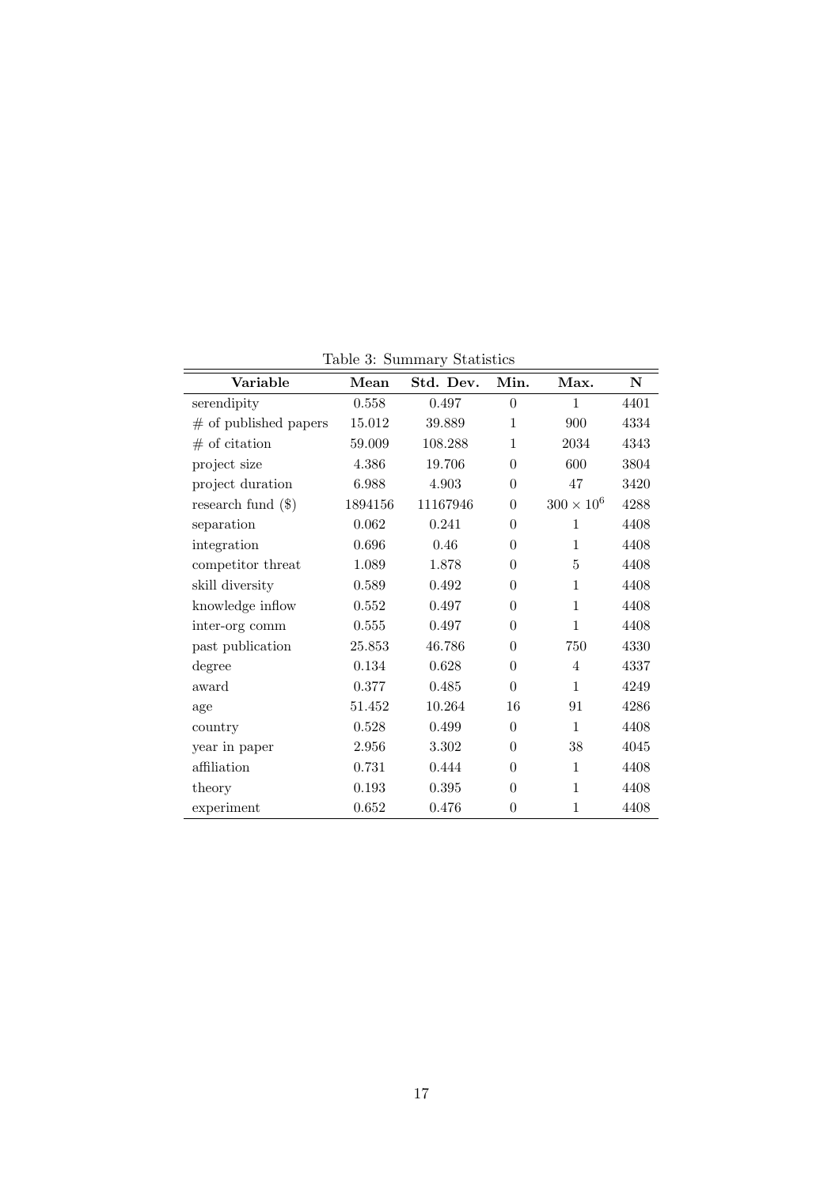Table 3: Summary Statistics

| Variable | Mean | Std. Dev. | Min. | Max. | N |
|---|---|---|---|---|---|
| serendipity | 0.558 | 0.497 | 0 | 1 | 4401 |
| # of published papers | 15.012 | 39.889 | 1 | 900 | 4334 |
| # of citation | 59.009 | 108.288 | 1 | 2034 | 4343 |
| project size | 4.386 | 19.706 | 0 | 600 | 3804 |
| project duration | 6.988 | 4.903 | 0 | 47 | 3420 |
| research fund ($) | 1894156 | 11167946 | 0 | $300 \times 10^6$ | 4288 |
| separation | 0.062 | 0.241 | 0 | 1 | 4408 |
| integration | 0.696 | 0.46 | 0 | 1 | 4408 |
| competitor threat | 1.089 | 1.878 | 0 | 5 | 4408 |
| skill diversity | 0.589 | 0.492 | 0 | 1 | 4408 |
| knowledge inflow | 0.552 | 0.497 | 0 | 1 | 4408 |
| inter-org comm | 0.555 | 0.497 | 0 | 1 | 4408 |
| past publication | 25.853 | 46.786 | 0 | 750 | 4330 |
| degree | 0.134 | 0.628 | 0 | 4 | 4337 |
| award | 0.377 | 0.485 | 0 | 1 | 4249 |
| age | 51.452 | 10.264 | 16 | 91 | 4286 |
| country | 0.528 | 0.499 | 0 | 1 | 4408 |
| year in paper | 2.956 | 3.302 | 0 | 38 | 4045 |
| affiliation | 0.731 | 0.444 | 0 | 1 | 4408 |
| theory | 0.193 | 0.395 | 0 | 1 | 4408 |
| experiment | 0.652 | 0.476 | 0 | 1 | 4408 |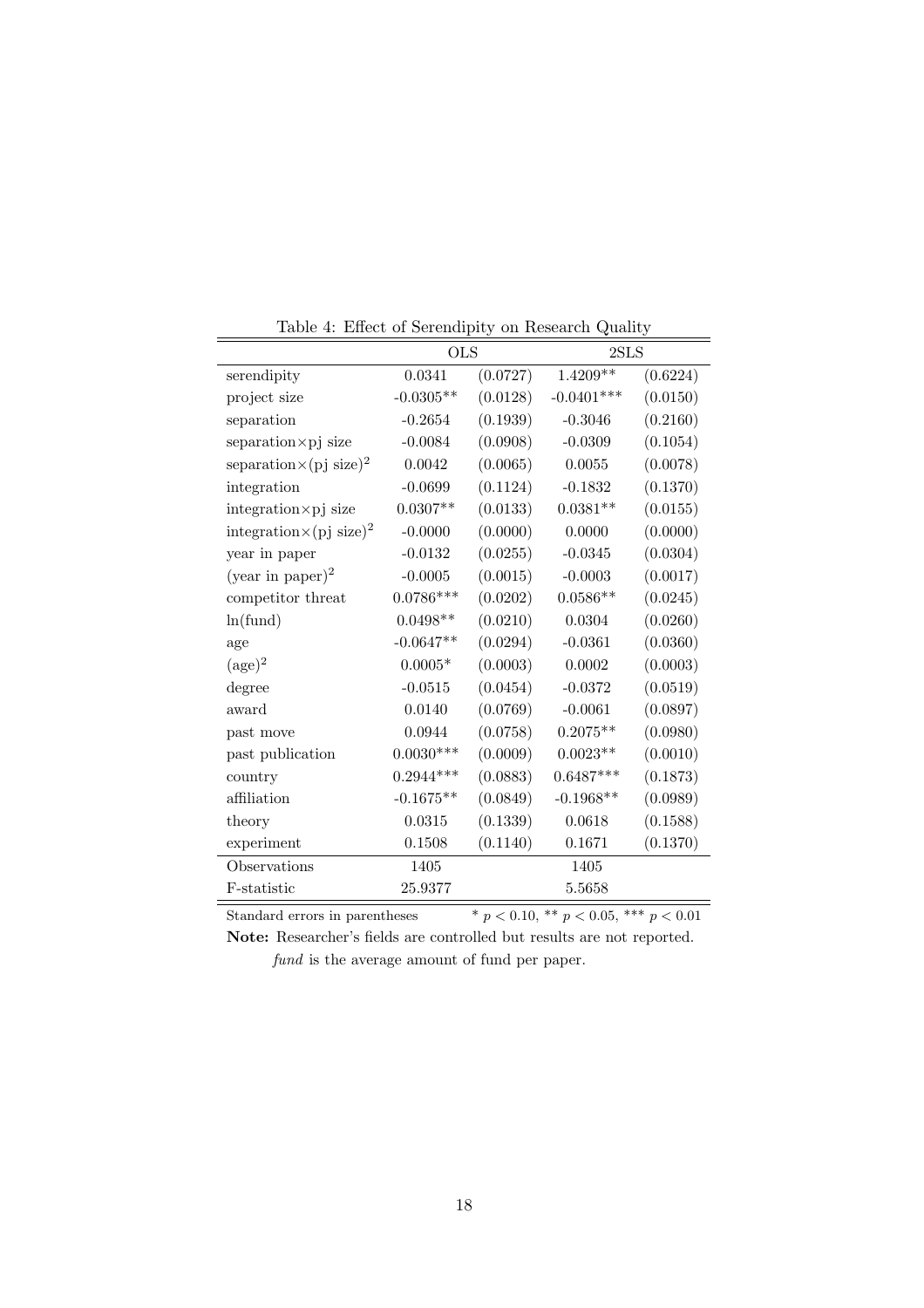Table 4: Effect of Serendipity on Research Quality

| | OLS | | 2SLS | |
|---|---|---|---|---|
| serendipity | 0.0341 | (0.0727) | 1.4209** | (0.6224) |
| project size | -0.0305** | (0.0128) | -0.0401*** | (0.0150) |
| separation | -0.2654 | (0.1939) | -0.3046 | (0.2160) |
| separation×pj size | -0.0084 | (0.0908) | -0.0309 | (0.1054) |
| separation×(pj size)$^2$ | 0.0042 | (0.0065) | 0.0055 | (0.0078) |
| integration | -0.0699 | (0.1124) | -0.1832 | (0.1370) |
| integration×pj size | 0.0307** | (0.0133) | 0.0381** | (0.0155) |
| integration×(pj size)$^2$ | -0.0000 | (0.0000) | 0.0000 | (0.0000) |
| year in paper | -0.0132 | (0.0255) | -0.0345 | (0.0304) |
| (year in paper)$^2$ | -0.0005 | (0.0015) | -0.0003 | (0.0017) |
| competitor threat | 0.0786*** | (0.0202) | 0.0586** | (0.0245) |
| ln(fund) | 0.0498** | (0.0210) | 0.0304 | (0.0260) |
| age | -0.0647** | (0.0294) | -0.0361 | (0.0360) |
| (age)$^2$ | 0.0005* | (0.0003) | 0.0002 | (0.0003) |
| degree | -0.0515 | (0.0454) | -0.0372 | (0.0519) |
| award | 0.0140 | (0.0769) | -0.0061 | (0.0897) |
| past move | 0.0944 | (0.0758) | 0.2075** | (0.0980) |
| past publication | 0.0030*** | (0.0009) | 0.0023** | (0.0010) |
| country | 0.2944*** | (0.0883) | 0.6487*** | (0.1873) |
| affiliation | -0.1675** | (0.0849) | -0.1968** | (0.0989) |
| theory | 0.0315 | (0.1339) | 0.0618 | (0.1588) |
| experiment | 0.1508 | (0.1140) | 0.1671 | (0.1370) |
| Observations | 1405 | | 1405 | |
| F-statistic | 25.9377 | | 5.5658 | |

Standard errors in parentheses &nbsp;&nbsp;&nbsp; * $p < 0.10$, ** $p < 0.05$, *** $p < 0.01$

**Note:** Researcher's fields are controlled but results are not reported. *fund* is the average amount of fund per paper.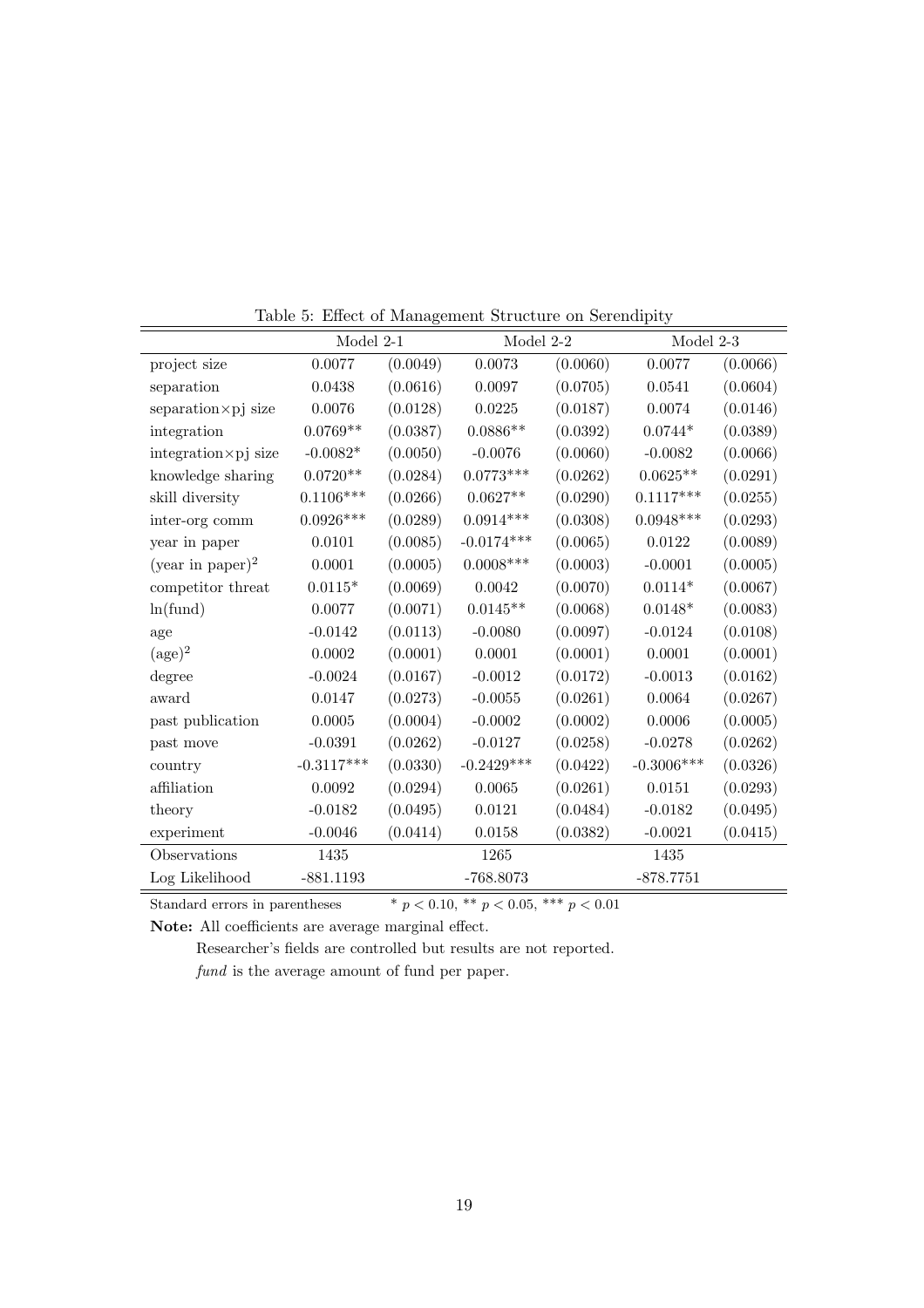Table 5: Effect of Management Structure on Serendipity

| | Model 2-1 | | Model 2-2 | | Model 2-3 | |
|---|---|---|---|---|---|---|
| project size | 0.0077 | (0.0049) | 0.0073 | (0.0060) | 0.0077 | (0.0066) |
| separation | 0.0438 | (0.0616) | 0.0097 | (0.0705) | 0.0541 | (0.0604) |
| separation×pj size | 0.0076 | (0.0128) | 0.0225 | (0.0187) | 0.0074 | (0.0146) |
| integration | 0.0769** | (0.0387) | 0.0886** | (0.0392) | 0.0744* | (0.0389) |
| integration×pj size | -0.0082* | (0.0050) | -0.0076 | (0.0060) | -0.0082 | (0.0066) |
| knowledge sharing | 0.0720** | (0.0284) | 0.0773*** | (0.0262) | 0.0625** | (0.0291) |
| skill diversity | 0.1106*** | (0.0266) | 0.0627** | (0.0290) | 0.1117*** | (0.0255) |
| inter-org comm | 0.0926*** | (0.0289) | 0.0914*** | (0.0308) | 0.0948*** | (0.0293) |
| year in paper | 0.0101 | (0.0085) | -0.0174*** | (0.0065) | 0.0122 | (0.0089) |
| (year in paper)$^2$ | 0.0001 | (0.0005) | 0.0008*** | (0.0003) | -0.0001 | (0.0005) |
| competitor threat | 0.0115* | (0.0069) | 0.0042 | (0.0070) | 0.0114* | (0.0067) |
| ln(fund) | 0.0077 | (0.0071) | 0.0145** | (0.0068) | 0.0148* | (0.0083) |
| age | -0.0142 | (0.0113) | -0.0080 | (0.0097) | -0.0124 | (0.0108) |
| (age)$^2$ | 0.0002 | (0.0001) | 0.0001 | (0.0001) | 0.0001 | (0.0001) |
| degree | -0.0024 | (0.0167) | -0.0012 | (0.0172) | -0.0013 | (0.0162) |
| award | 0.0147 | (0.0273) | -0.0055 | (0.0261) | 0.0064 | (0.0267) |
| past publication | 0.0005 | (0.0004) | -0.0002 | (0.0002) | 0.0006 | (0.0005) |
| past move | -0.0391 | (0.0262) | -0.0127 | (0.0258) | -0.0278 | (0.0262) |
| country | -0.3117*** | (0.0330) | -0.2429*** | (0.0422) | -0.3006*** | (0.0326) |
| affiliation | 0.0092 | (0.0294) | 0.0065 | (0.0261) | 0.0151 | (0.0293) |
| theory | -0.0182 | (0.0495) | 0.0121 | (0.0484) | -0.0182 | (0.0495) |
| experiment | -0.0046 | (0.0414) | 0.0158 | (0.0382) | -0.0021 | (0.0415) |
| Observations | 1435 | | 1265 | | 1435 | |
| Log Likelihood | -881.1193 | | -768.8073 | | -878.7751 | |

Standard errors in parentheses    * $p < 0.10$, ** $p < 0.05$, *** $p < 0.01$

**Note:** All coefficients are average marginal effect.

Researcher's fields are controlled but results are not reported.

*fund* is the average amount of fund per paper.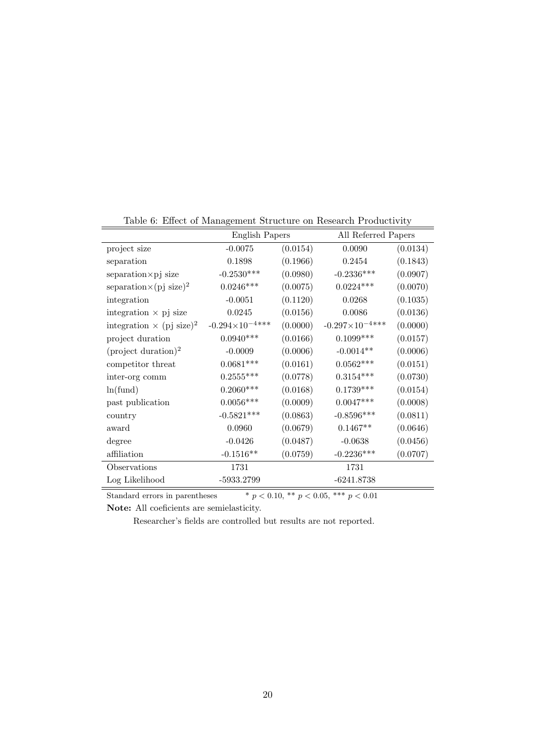Table 6: Effect of Management Structure on Research Productivity

| | English Papers | | All Referred Papers | |
|---|---|---|---|---|
| project size | -0.0075 | (0.0154) | 0.0090 | (0.0134) |
| separation | 0.1898 | (0.1966) | 0.2454 | (0.1843) |
| separation×pj size | -0.2530*** | (0.0980) | -0.2336*** | (0.0907) |
| separation×(pj size)$^2$ | 0.0246*** | (0.0075) | 0.0224*** | (0.0070) |
| integration | -0.0051 | (0.1120) | 0.0268 | (0.1035) |
| integration × pj size | 0.0245 | (0.0156) | 0.0086 | (0.0136) |
| integration × (pj size)$^2$ | $-0.294\times10^{-4}$*** | (0.0000) | $-0.297\times10^{-4}$*** | (0.0000) |
| project duration | 0.0940*** | (0.0166) | 0.1099*** | (0.0157) |
| (project duration)$^2$ | -0.0009 | (0.0006) | -0.0014** | (0.0006) |
| competitor threat | 0.0681*** | (0.0161) | 0.0562*** | (0.0151) |
| inter-org comm | 0.2555*** | (0.0778) | 0.3154*** | (0.0730) |
| ln(fund) | 0.2060*** | (0.0168) | 0.1739*** | (0.0154) |
| past publication | 0.0056*** | (0.0009) | 0.0047*** | (0.0008) |
| country | -0.5821*** | (0.0863) | -0.8596*** | (0.0811) |
| award | 0.0960 | (0.0679) | 0.1467** | (0.0646) |
| degree | -0.0426 | (0.0487) | -0.0638 | (0.0456) |
| affiliation | -0.1516** | (0.0759) | -0.2236*** | (0.0707) |
| Observations | 1731 | | 1731 | |
| Log Likelihood | -5933.2799 | | -6241.8738 | |

Standard errors in parentheses     * $p < 0.10$, ** $p < 0.05$, *** $p < 0.01$

**Note:** All coeficients are semielasticity.

Researcher's fields are controlled but results are not reported.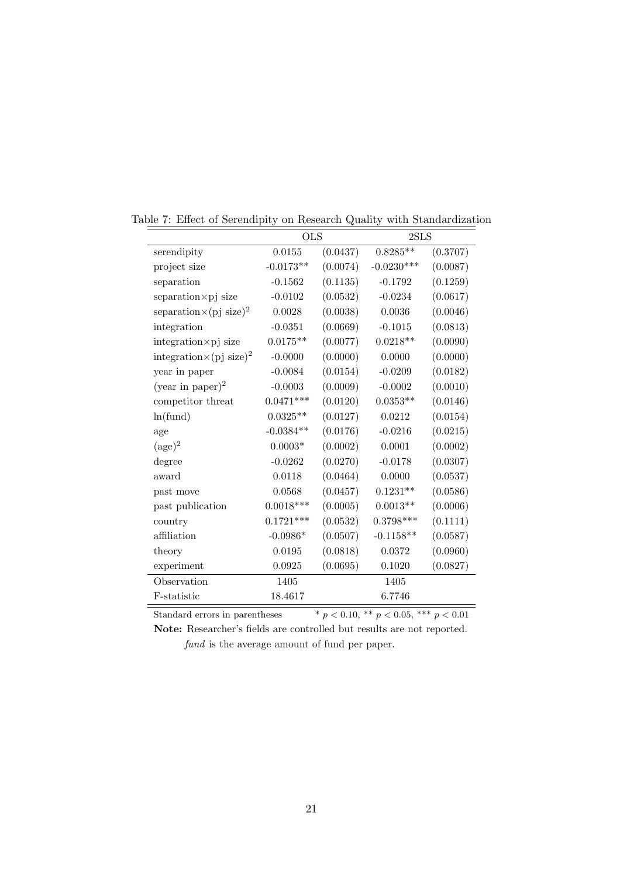Table 7: Effect of Serendipity on Research Quality with Standardization

| | OLS | | 2SLS | |
|---|---|---|---|---|
| serendipity | 0.0155 | (0.0437) | 0.8285** | (0.3707) |
| project size | -0.0173** | (0.0074) | -0.0230*** | (0.0087) |
| separation | -0.1562 | (0.1135) | -0.1792 | (0.1259) |
| separation×pj size | -0.0102 | (0.0532) | -0.0234 | (0.0617) |
| separation×(pj size)$^2$ | 0.0028 | (0.0038) | 0.0036 | (0.0046) |
| integration | -0.0351 | (0.0669) | -0.1015 | (0.0813) |
| integration×pj size | 0.0175** | (0.0077) | 0.0218** | (0.0090) |
| integration×(pj size)$^2$ | -0.0000 | (0.0000) | 0.0000 | (0.0000) |
| year in paper | -0.0084 | (0.0154) | -0.0209 | (0.0182) |
| (year in paper)$^2$ | -0.0003 | (0.0009) | -0.0002 | (0.0010) |
| competitor threat | 0.0471*** | (0.0120) | 0.0353** | (0.0146) |
| ln(fund) | 0.0325** | (0.0127) | 0.0212 | (0.0154) |
| age | -0.0384** | (0.0176) | -0.0216 | (0.0215) |
| (age)$^2$ | 0.0003* | (0.0002) | 0.0001 | (0.0002) |
| degree | -0.0262 | (0.0270) | -0.0178 | (0.0307) |
| award | 0.0118 | (0.0464) | 0.0000 | (0.0537) |
| past move | 0.0568 | (0.0457) | 0.1231** | (0.0586) |
| past publication | 0.0018*** | (0.0005) | 0.0013** | (0.0006) |
| country | 0.1721*** | (0.0532) | 0.3798*** | (0.1111) |
| affiliation | -0.0986* | (0.0507) | -0.1158** | (0.0587) |
| theory | 0.0195 | (0.0818) | 0.0372 | (0.0960) |
| experiment | 0.0925 | (0.0695) | 0.1020 | (0.0827) |
| Observation | 1405 | | 1405 | |
| F-statistic | 18.4617 | | 6.7746 | |

Standard errors in parentheses  * $p < 0.10$, ** $p < 0.05$, *** $p < 0.01$

**Note:** Researcher's fields are controlled but results are not reported. *fund* is the average amount of fund per paper.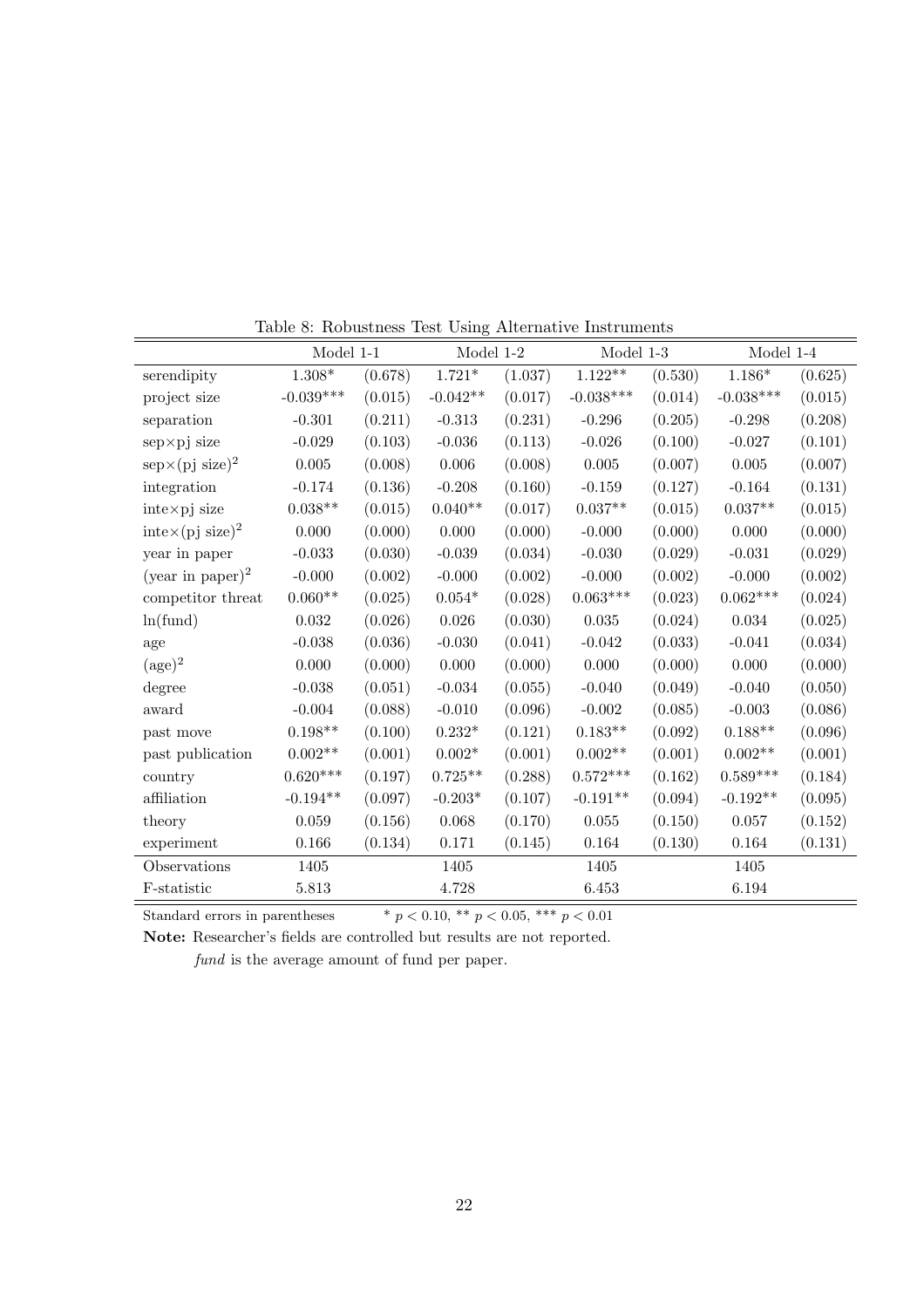Table 8: Robustness Test Using Alternative Instruments

| | Model 1-1 | | Model 1-2 | | Model 1-3 | | Model 1-4 | |
|---|---|---|---|---|---|---|---|---|
| serendipity | 1.308* | (0.678) | 1.721* | (1.037) | 1.122** | (0.530) | 1.186* | (0.625) |
| project size | -0.039*** | (0.015) | -0.042** | (0.017) | -0.038*** | (0.014) | -0.038*** | (0.015) |
| separation | -0.301 | (0.211) | -0.313 | (0.231) | -0.296 | (0.205) | -0.298 | (0.208) |
| sep×pj size | -0.029 | (0.103) | -0.036 | (0.113) | -0.026 | (0.100) | -0.027 | (0.101) |
| sep×(pj size)$^2$ | 0.005 | (0.008) | 0.006 | (0.008) | 0.005 | (0.007) | 0.005 | (0.007) |
| integration | -0.174 | (0.136) | -0.208 | (0.160) | -0.159 | (0.127) | -0.164 | (0.131) |
| inte×pj size | 0.038** | (0.015) | 0.040** | (0.017) | 0.037** | (0.015) | 0.037** | (0.015) |
| inte×(pj size)$^2$ | 0.000 | (0.000) | 0.000 | (0.000) | -0.000 | (0.000) | 0.000 | (0.000) |
| year in paper | -0.033 | (0.030) | -0.039 | (0.034) | -0.030 | (0.029) | -0.031 | (0.029) |
| (year in paper)$^2$ | -0.000 | (0.002) | -0.000 | (0.002) | -0.000 | (0.002) | -0.000 | (0.002) |
| competitor threat | 0.060** | (0.025) | 0.054* | (0.028) | 0.063*** | (0.023) | 0.062*** | (0.024) |
| ln(fund) | 0.032 | (0.026) | 0.026 | (0.030) | 0.035 | (0.024) | 0.034 | (0.025) |
| age | -0.038 | (0.036) | -0.030 | (0.041) | -0.042 | (0.033) | -0.041 | (0.034) |
| (age)$^2$ | 0.000 | (0.000) | 0.000 | (0.000) | 0.000 | (0.000) | 0.000 | (0.000) |
| degree | -0.038 | (0.051) | -0.034 | (0.055) | -0.040 | (0.049) | -0.040 | (0.050) |
| award | -0.004 | (0.088) | -0.010 | (0.096) | -0.002 | (0.085) | -0.003 | (0.086) |
| past move | 0.198** | (0.100) | 0.232* | (0.121) | 0.183** | (0.092) | 0.188** | (0.096) |
| past publication | 0.002** | (0.001) | 0.002* | (0.001) | 0.002** | (0.001) | 0.002** | (0.001) |
| country | 0.620*** | (0.197) | 0.725** | (0.288) | 0.572*** | (0.162) | 0.589*** | (0.184) |
| affiliation | -0.194** | (0.097) | -0.203* | (0.107) | -0.191** | (0.094) | -0.192** | (0.095) |
| theory | 0.059 | (0.156) | 0.068 | (0.170) | 0.055 | (0.150) | 0.057 | (0.152) |
| experiment | 0.166 | (0.134) | 0.171 | (0.145) | 0.164 | (0.130) | 0.164 | (0.131) |
| Observations | 1405 | | 1405 | | 1405 | | 1405 | |
| F-statistic | 5.813 | | 4.728 | | 6.453 | | 6.194 | |

Standard errors in parentheses   * $p < 0.10$, ** $p < 0.05$, *** $p < 0.01$

**Note:** Researcher's fields are controlled but results are not reported.

*fund* is the average amount of fund per paper.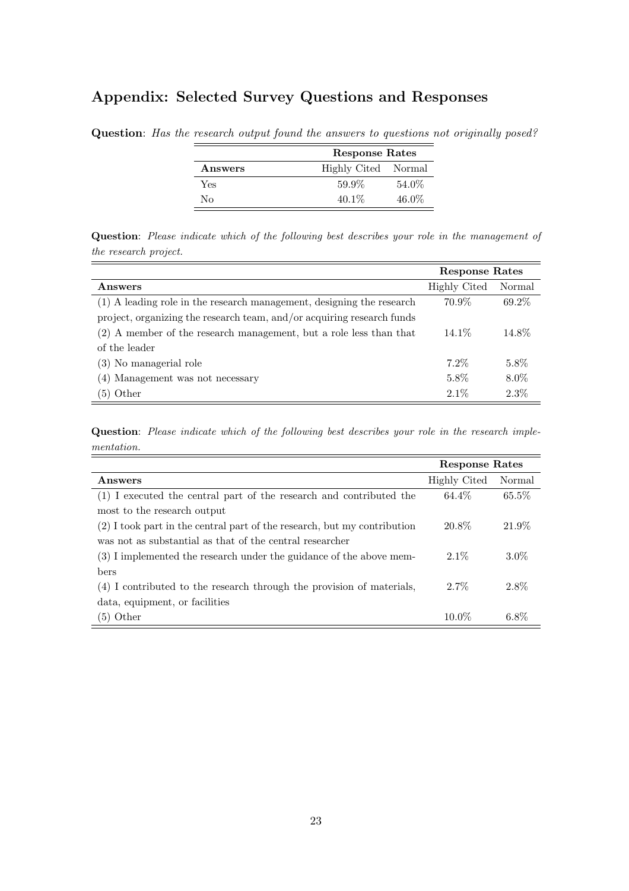## Appendix: Selected Survey Questions and Responses

**Question**: *Has the research output found the answers to questions not originally posed?*

| | Response Rates | |
|---|---|---|
| **Answers** | Highly Cited | Normal |
| Yes | 59.9% | 54.0% |
| No | 40.1% | 46.0% |

**Question**: *Please indicate which of the following best describes your role in the management of the research project.*

| | Response Rates | |
|---|---|---|
| **Answers** | Highly Cited | Normal |
| (1) A leading role in the research management, designing the research project, organizing the research team, and/or acquiring research funds | 70.9% | 69.2% |
| (2) A member of the research management, but a role less than that of the leader | 14.1% | 14.8% |
| (3) No managerial role | 7.2% | 5.8% |
| (4) Management was not necessary | 5.8% | 8.0% |
| (5) Other | 2.1% | 2.3% |

**Question**: *Please indicate which of the following best describes your role in the research implementation.*

| | Response Rates | |
|---|---|---|
| **Answers** | Highly Cited | Normal |
| (1) I executed the central part of the research and contributed the most to the research output | 64.4% | 65.5% |
| (2) I took part in the central part of the research, but my contribution was not as substantial as that of the central researcher | 20.8% | 21.9% |
| (3) I implemented the research under the guidance of the above members | 2.1% | 3.0% |
| (4) I contributed to the research through the provision of materials, data, equipment, or facilities | 2.7% | 2.8% |
| (5) Other | 10.0% | 6.8% |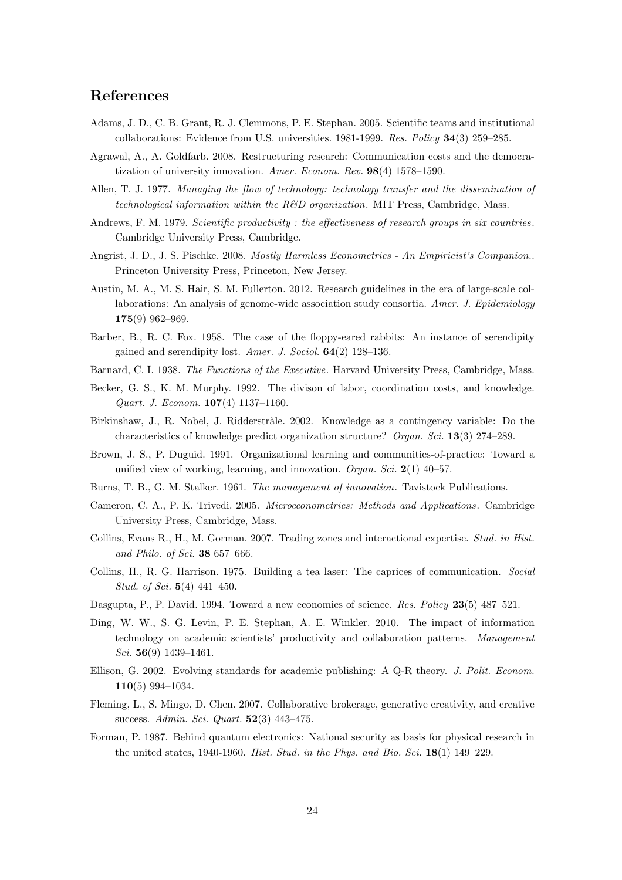## References

Adams, J. D., C. B. Grant, R. J. Clemmons, P. E. Stephan. 2005. Scientific teams and institutional collaborations: Evidence from U.S. universities. 1981-1999. *Res. Policy* **34**(3) 259–285.

Agrawal, A., A. Goldfarb. 2008. Restructuring research: Communication costs and the democratization of university innovation. *Amer. Econom. Rev.* **98**(4) 1578–1590.

Allen, T. J. 1977. *Managing the flow of technology: technology transfer and the dissemination of technological information within the R&D organization*. MIT Press, Cambridge, Mass.

Andrews, F. M. 1979. *Scientific productivity : the effectiveness of research groups in six countries*. Cambridge University Press, Cambridge.

Angrist, J. D., J. S. Pischke. 2008. *Mostly Harmless Econometrics - An Empiricist's Companion.*. Princeton University Press, Princeton, New Jersey.

Austin, M. A., M. S. Hair, S. M. Fullerton. 2012. Research guidelines in the era of large-scale collaborations: An analysis of genome-wide association study consortia. *Amer. J. Epidemiology* **175**(9) 962–969.

Barber, B., R. C. Fox. 1958. The case of the floppy-eared rabbits: An instance of serendipity gained and serendipity lost. *Amer. J. Sociol.* **64**(2) 128–136.

Barnard, C. I. 1938. *The Functions of the Executive*. Harvard University Press, Cambridge, Mass.

Becker, G. S., K. M. Murphy. 1992. The divison of labor, coordination costs, and knowledge. *Quart. J. Econom.* **107**(4) 1137–1160.

Birkinshaw, J., R. Nobel, J. Ridderstråle. 2002. Knowledge as a contingency variable: Do the characteristics of knowledge predict organization structure? *Organ. Sci.* **13**(3) 274–289.

Brown, J. S., P. Duguid. 1991. Organizational learning and communities-of-practice: Toward a unified view of working, learning, and innovation. *Organ. Sci.* **2**(1) 40–57.

Burns, T. B., G. M. Stalker. 1961. *The management of innovation*. Tavistock Publications.

Cameron, C. A., P. K. Trivedi. 2005. *Microeconometrics: Methods and Applications*. Cambridge University Press, Cambridge, Mass.

Collins, Evans R., H., M. Gorman. 2007. Trading zones and interactional expertise. *Stud. in Hist. and Philo. of Sci.* **38** 657–666.

Collins, H., R. G. Harrison. 1975. Building a tea laser: The caprices of communication. *Social Stud. of Sci.* **5**(4) 441–450.

Dasgupta, P., P. David. 1994. Toward a new economics of science. *Res. Policy* **23**(5) 487–521.

Ding, W. W., S. G. Levin, P. E. Stephan, A. E. Winkler. 2010. The impact of information technology on academic scientists' productivity and collaboration patterns. *Management Sci.* **56**(9) 1439–1461.

Ellison, G. 2002. Evolving standards for academic publishing: A Q-R theory. *J. Polit. Econom.* **110**(5) 994–1034.

Fleming, L., S. Mingo, D. Chen. 2007. Collaborative brokerage, generative creativity, and creative success. *Admin. Sci. Quart.* **52**(3) 443–475.

Forman, P. 1987. Behind quantum electronics: National security as basis for physical research in the united states, 1940-1960. *Hist. Stud. in the Phys. and Bio. Sci.* **18**(1) 149–229.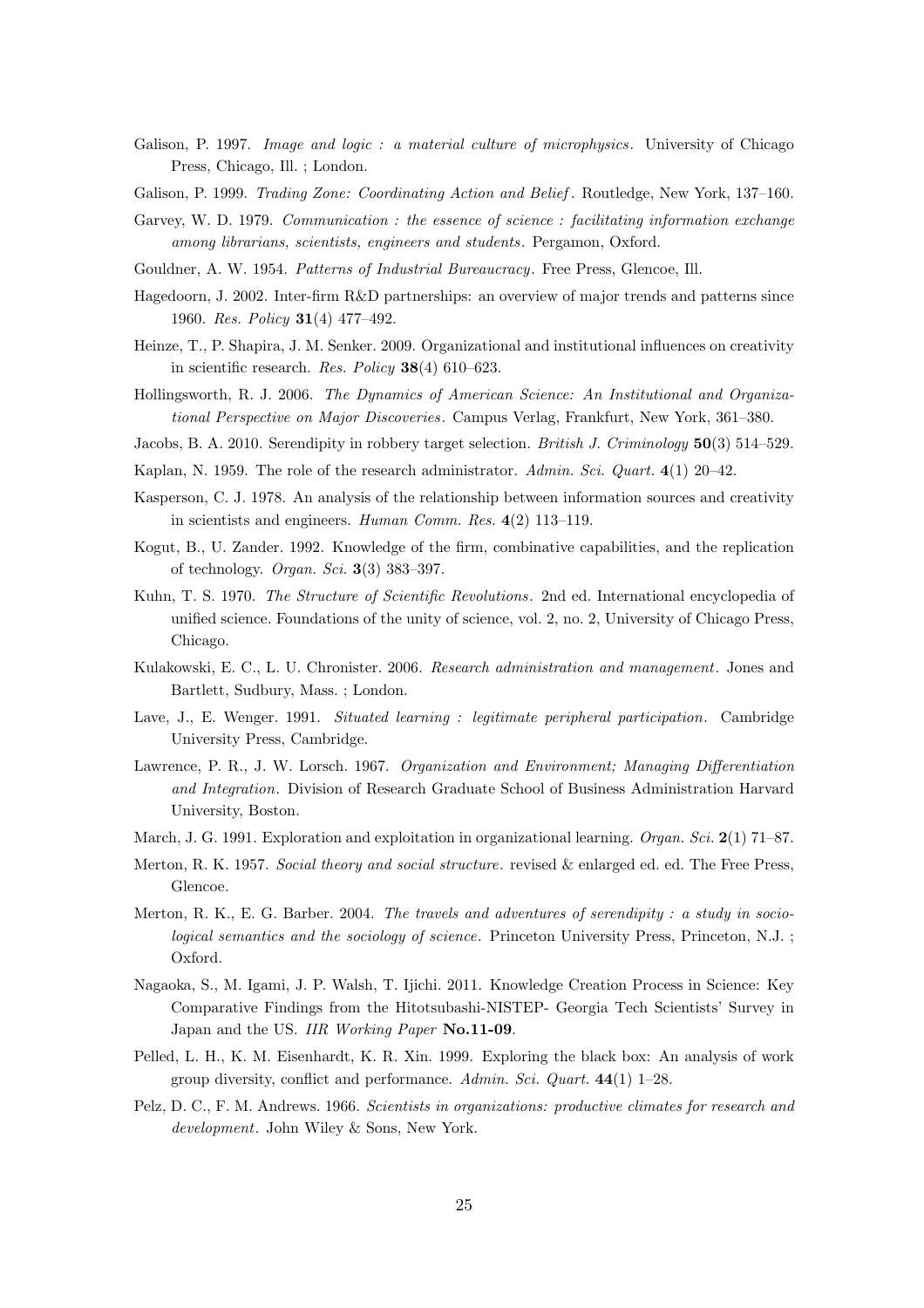Galison, P. 1997. *Image and logic : a material culture of microphysics*. University of Chicago Press, Chicago, Ill. ; London.

Galison, P. 1999. *Trading Zone: Coordinating Action and Belief*. Routledge, New York, 137–160.

Garvey, W. D. 1979. *Communication : the essence of science : facilitating information exchange among librarians, scientists, engineers and students*. Pergamon, Oxford.

Gouldner, A. W. 1954. *Patterns of Industrial Bureaucracy*. Free Press, Glencoe, Ill.

Hagedoorn, J. 2002. Inter-firm R&D partnerships: an overview of major trends and patterns since 1960. *Res. Policy* **31**(4) 477–492.

Heinze, T., P. Shapira, J. M. Senker. 2009. Organizational and institutional influences on creativity in scientific research. *Res. Policy* **38**(4) 610–623.

Hollingsworth, R. J. 2006. *The Dynamics of American Science: An Institutional and Organizational Perspective on Major Discoveries*. Campus Verlag, Frankfurt, New York, 361–380.

Jacobs, B. A. 2010. Serendipity in robbery target selection. *British J. Criminology* **50**(3) 514–529.

Kaplan, N. 1959. The role of the research administrator. *Admin. Sci. Quart.* **4**(1) 20–42.

Kasperson, C. J. 1978. An analysis of the relationship between information sources and creativity in scientists and engineers. *Human Comm. Res.* **4**(2) 113–119.

Kogut, B., U. Zander. 1992. Knowledge of the firm, combinative capabilities, and the replication of technology. *Organ. Sci.* **3**(3) 383–397.

Kuhn, T. S. 1970. *The Structure of Scientific Revolutions*. 2nd ed. International encyclopedia of unified science. Foundations of the unity of science, vol. 2, no. 2, University of Chicago Press, Chicago.

Kulakowski, E. C., L. U. Chronister. 2006. *Research administration and management*. Jones and Bartlett, Sudbury, Mass. ; London.

Lave, J., E. Wenger. 1991. *Situated learning : legitimate peripheral participation*. Cambridge University Press, Cambridge.

Lawrence, P. R., J. W. Lorsch. 1967. *Organization and Environment; Managing Differentiation and Integration*. Division of Research Graduate School of Business Administration Harvard University, Boston.

March, J. G. 1991. Exploration and exploitation in organizational learning. *Organ. Sci.* **2**(1) 71–87.

Merton, R. K. 1957. *Social theory and social structure*. revised & enlarged ed. ed. The Free Press, Glencoe.

Merton, R. K., E. G. Barber. 2004. *The travels and adventures of serendipity : a study in sociological semantics and the sociology of science*. Princeton University Press, Princeton, N.J. ; Oxford.

Nagaoka, S., M. Igami, J. P. Walsh, T. Ijichi. 2011. Knowledge Creation Process in Science: Key Comparative Findings from the Hitotsubashi-NISTEP- Georgia Tech Scientists' Survey in Japan and the US. *IIR Working Paper* **No.11-09**.

Pelled, L. H., K. M. Eisenhardt, K. R. Xin. 1999. Exploring the black box: An analysis of work group diversity, conflict and performance. *Admin. Sci. Quart.* **44**(1) 1–28.

Pelz, D. C., F. M. Andrews. 1966. *Scientists in organizations: productive climates for research and development*. John Wiley & Sons, New York.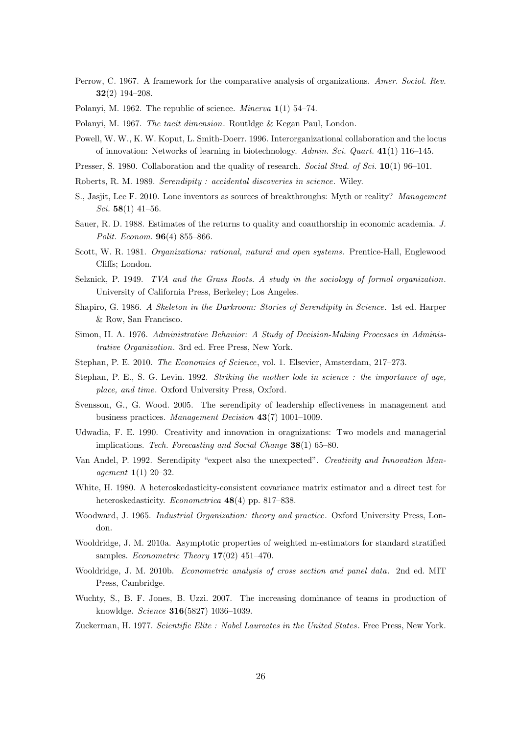Perrow, C. 1967. A framework for the comparative analysis of organizations. *Amer. Sociol. Rev.* **32**(2) 194–208.

Polanyi, M. 1962. The republic of science. *Minerva* **1**(1) 54–74.

Polanyi, M. 1967. *The tacit dimension*. Routldge & Kegan Paul, London.

Powell, W. W., K. W. Koput, L. Smith-Doerr. 1996. Interorganizational collaboration and the locus of innovation: Networks of learning in biotechnology. *Admin. Sci. Quart.* **41**(1) 116–145.

Presser, S. 1980. Collaboration and the quality of research. *Social Stud. of Sci.* **10**(1) 96–101.

Roberts, R. M. 1989. *Serendipity : accidental discoveries in science*. Wiley.

S., Jasjit, Lee F. 2010. Lone inventors as sources of breakthroughs: Myth or reality? *Management Sci.* **58**(1) 41–56.

Sauer, R. D. 1988. Estimates of the returns to quality and coauthorship in economic academia. *J. Polit. Econom.* **96**(4) 855–866.

Scott, W. R. 1981. *Organizations: rational, natural and open systems*. Prentice-Hall, Englewood Cliffs; London.

Selznick, P. 1949. *TVA and the Grass Roots. A study in the sociology of formal organization*. University of California Press, Berkeley; Los Angeles.

Shapiro, G. 1986. *A Skeleton in the Darkroom: Stories of Serendipity in Science*. 1st ed. Harper & Row, San Francisco.

Simon, H. A. 1976. *Administrative Behavior: A Study of Decision-Making Processes in Administrative Organization*. 3rd ed. Free Press, New York.

Stephan, P. E. 2010. *The Economics of Science*, vol. 1. Elsevier, Amsterdam, 217–273.

Stephan, P. E., S. G. Levin. 1992. *Striking the mother lode in science : the importance of age, place, and time*. Oxford University Press, Oxford.

Svensson, G., G. Wood. 2005. The serendipity of leadership effectiveness in management and business practices. *Management Decision* **43**(7) 1001–1009.

Udwadia, F. E. 1990. Creativity and innovation in oragnizations: Two models and managerial implications. *Tech. Forecasting and Social Change* **38**(1) 65–80.

Van Andel, P. 1992. Serendipity "expect also the unexpected". *Creativity and Innovation Management* **1**(1) 20–32.

White, H. 1980. A heteroskedasticity-consistent covariance matrix estimator and a direct test for heteroskedasticity. *Econometrica* **48**(4) pp. 817–838.

Woodward, J. 1965. *Industrial Organization: theory and practice*. Oxford University Press, London.

Wooldridge, J. M. 2010a. Asymptotic properties of weighted m-estimators for standard stratified samples. *Econometric Theory* **17**(02) 451–470.

Wooldridge, J. M. 2010b. *Econometric analysis of cross section and panel data*. 2nd ed. MIT Press, Cambridge.

Wuchty, S., B. F. Jones, B. Uzzi. 2007. The increasing dominance of teams in production of knowldge. *Science* **316**(5827) 1036–1039.

Zuckerman, H. 1977. *Scientific Elite : Nobel Laureates in the United States*. Free Press, New York.